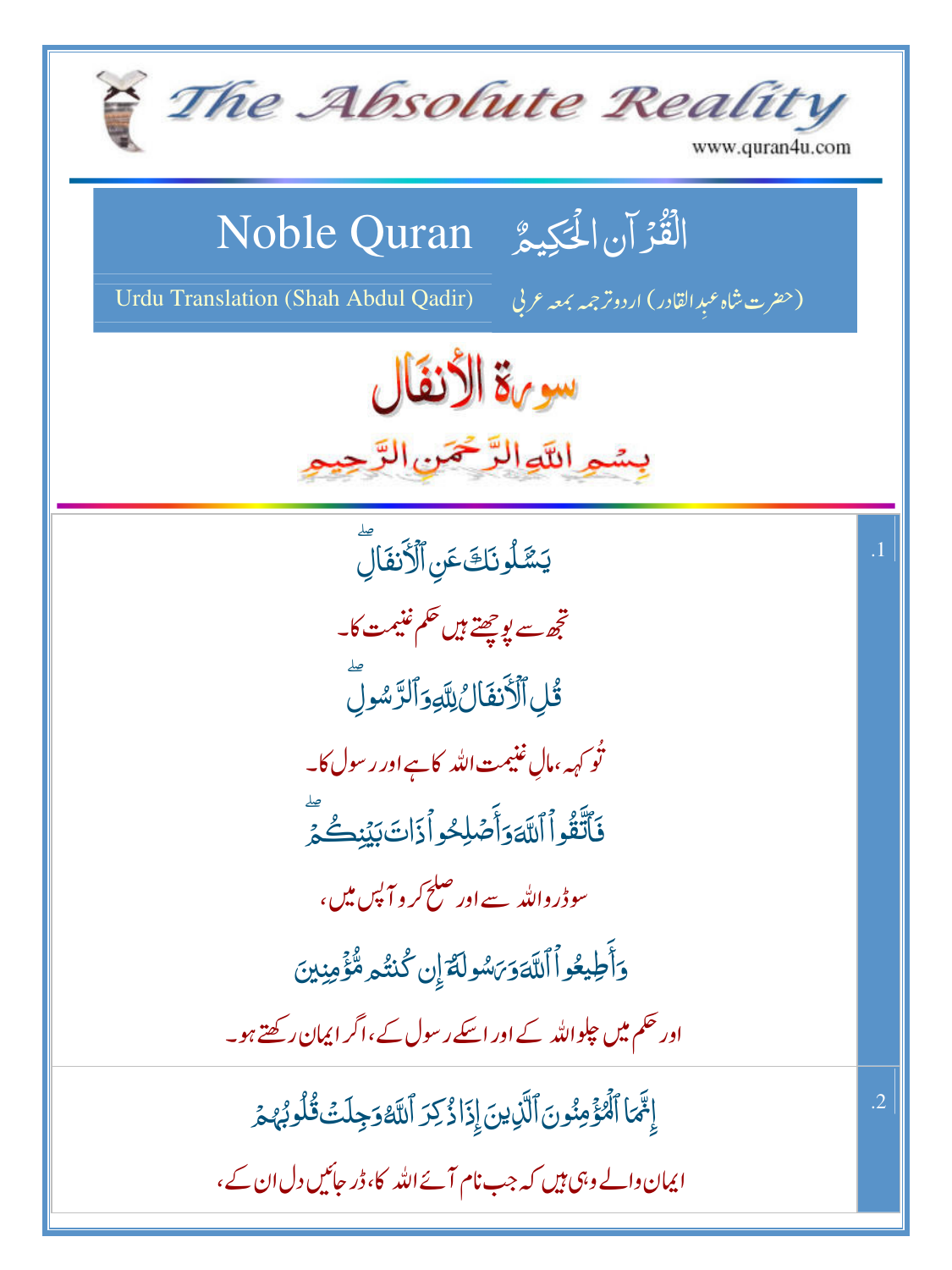# The Absolute Reality

www.quran4u.com

## Noble Quran — الْقُرْآنِ الْحَكِيمُ

Urdu Translation (Shah Abdul Qadir) — (حضرت شاہ عبدالقادر) اردو ترجمہ بمعہ عربی

# سورة الأنفال

بِسْمِ اللهِ الرَّحْمَنِ الرَّحِيمِ

| | |
|---|---|
| .1 | يَسْـَٔلُونَكَ عَنِ ٱلْأَنفَالِ ۖ<br>تجھ سے پوچھتے ہیں حکم غنیمت کا۔<br>قُلِ ٱلْأَنفَالُ لِلَّهِ وَٱلرَّسُولِ ۖ<br>تُو کہہ، مالِ غنیمت اللہ کا ہے اور رسول کا۔<br>فَٱتَّقُوا۟ ٱللَّهَ وَأَصْلِحُوا۟ ذَاتَ بَيْنِكُمْ ۖ<br>سو ڈرو اللہ سے اور صلح کرو آپس میں،<br>وَأَطِيعُوا۟ ٱللَّهَ وَرَسُولَهُۥٓ إِن كُنتُم مُّؤْمِنِينَ<br>اور حکم میں چلو اللہ کے اور اسکے رسول کے، اگر ایمان رکھتے ہو۔ |
| .2 | إِنَّمَا ٱلْمُؤْمِنُونَ ٱلَّذِينَ إِذَا ذُكِرَ ٱللَّهُ وَجِلَتْ قُلُوبُهُمْ<br>ایمان والے وہی ہیں کہ جب نام آئے اللہ کا، ڈر جائیں دل ان کے، |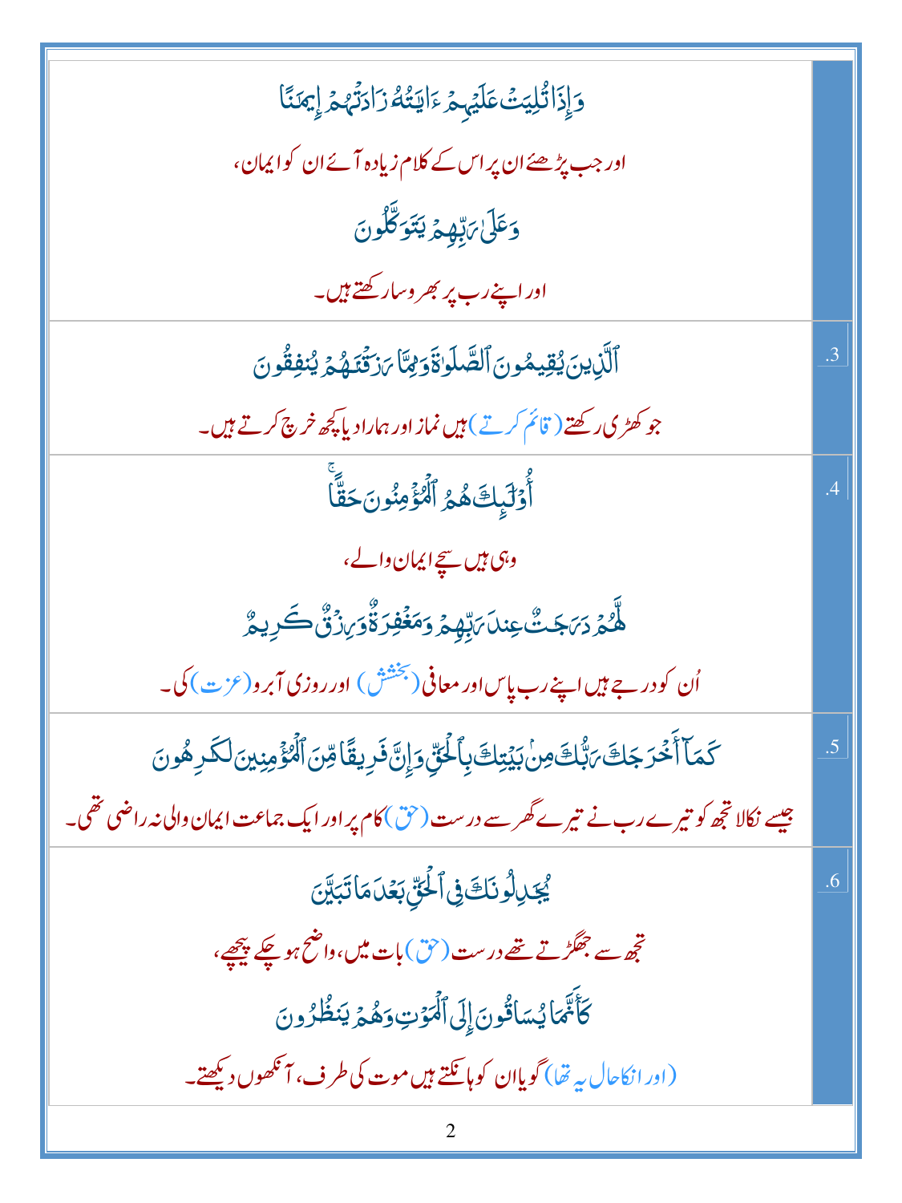| | |
|---|---|
| وَإِذَا تُلِيَتْ عَلَيْهِمْ ءَايَٰتُهُۥ زَادَتْهُمْ إِيمَٰنًا<br>اور جب پڑھئے ان پر اس کے کلام زیادہ آئے ان کو ایمان،<br>وَعَلَىٰ رَبِّهِمْ يَتَوَكَّلُونَ<br>اور اپنے رب پر بھروسا رکھتے ہیں۔ | |
| ٱلَّذِينَ يُقِيمُونَ ٱلصَّلَوٰةَ وَمِمَّا رَزَقْنَٰهُمْ يُنفِقُونَ<br>جو کھڑی رکھتے (قائم کرتے) ہیں نماز اور ہمارا دیا کچھ خرچ کرتے ہیں۔ | .3 |
| أُو۟لَٰٓئِكَ هُمُ ٱلْمُؤْمِنُونَ حَقًّا ۚ<br>وہی ہیں سچے ایمان والے،<br>لَّهُمْ دَرَجَٰتٌ عِندَ رَبِّهِمْ وَمَغْفِرَةٌ وَرِزْقٌ كَرِيمٌ<br>اُن کو درجے ہیں اپنے رب پاس اور معافی (بخشش) اور روزی آبرو (عزت) کی۔ | .4 |
| كَمَآ أَخْرَجَكَ رَبُّكَ مِنۢ بَيْتِكَ بِٱلْحَقِّ وَإِنَّ فَرِيقًا مِّنَ ٱلْمُؤْمِنِينَ لَكَٰرِهُونَ<br>جیسے نکالا تجھ کو تیرے رب نے تیرے گھر سے درست (حق) کام پر اور ایک جماعت ایمان والی نہ راضی تھی۔ | .5 |
| يُجَٰدِلُونَكَ فِى ٱلْحَقِّ بَعْدَمَا تَبَيَّنَ<br>تجھ سے جھگڑتے تھے درست (حق) بات میں، واضح ہو چکے پیچھے،<br>كَأَنَّمَا يُسَاقُونَ إِلَى ٱلْمَوْتِ وَهُمْ يَنظُرُونَ<br>(اور انکا حال یہ تھا) گویا ان کو ہانکتے ہیں موت کی طرف، آنکھوں دیکھتے۔ | .6 |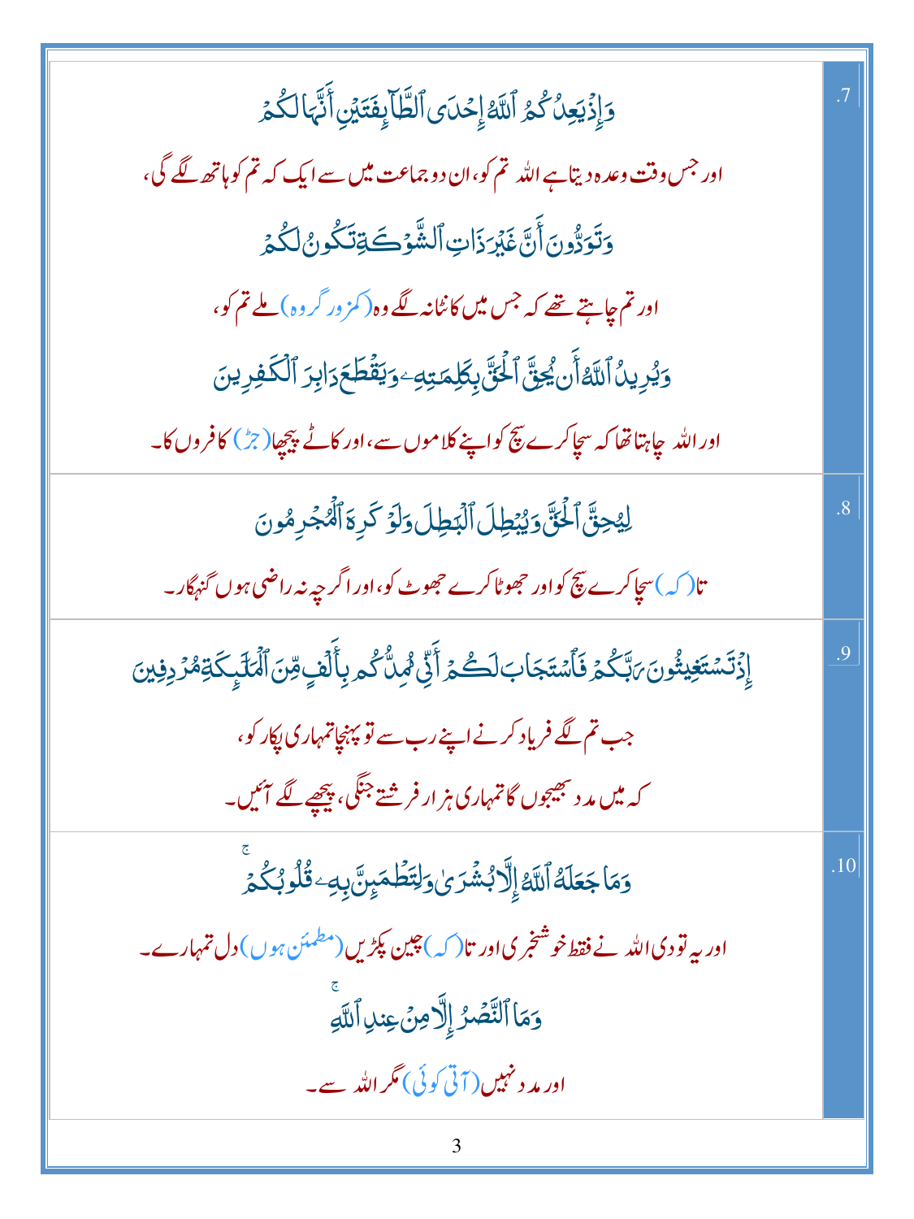| | |
|---|---|
| وَإِذۡ يَعِدُكُمُ ٱللَّهُ إِحۡدَى ٱلطَّآئِفَتَيۡنِ أَنَّهَا لَكُمۡ<br><br>اور جس وقت وعدہ دیتا ہے اللہ تم کو، ان دو جماعت میں سے ایک کہ تم کو ہاتھ لگے گی،<br><br>وَتَوَدُّونَ أَنَّ غَيۡرَ ذَاتِ ٱلشَّوۡكَةِ تَكُونُ لَكُمۡ<br><br>اور تم چاہتے تھے کہ جس میں کانٹا نہ لگے وہ (کمزور گروہ) ملے تم کو،<br><br>وَيُرِيدُ ٱللَّهُ أَن يُحِقَّ ٱلۡحَقَّ بِكَلِمَٰتِهِۦ وَيَقۡطَعَ دَابِرَ ٱلۡكَٰفِرِينَ<br><br>اور اللہ چاہتا تھا کہ سچا کرے سچ کو اپنے کلاموں سے، اور کاٹے پیچھا (جڑ) کافروں کا۔ | .7 |
| لِيُحِقَّ ٱلۡحَقَّ وَيُبۡطِلَ ٱلۡبَٰطِلَ وَلَوۡ كَرِهَ ٱلۡمُجۡرِمُونَ<br><br>تا (کہ) سچا کرے سچ کو اور جھوٹا کرے جھوٹ کو، اور اگرچہ نہ راضی ہوں گنہگار۔ | .8 |
| إِذۡ تَسۡتَغِيثُونَ رَبَّكُمۡ فَٱسۡتَجَابَ لَكُمۡ أَنِّي مُمِدُّكُم بِأَلۡفٖ مِّنَ ٱلۡمَلَٰٓئِكَةِ مُرۡدِفِينَ<br><br>جب تم لگے فریاد کرنے اپنے رب سے تو پہنچا تمہاری پکار کو،<br><br>کہ میں مدد بھیجوں گا تمہاری ہزار فرشتے جنگی، پیچھے لگے آئیں۔ | .9 |
| وَمَا جَعَلَهُ ٱللَّهُ إِلَّا بُشۡرَىٰ وَلِتَطۡمَئِنَّ بِهِۦ قُلُوبُكُمۡۚ<br><br>اور یہ تو دی اللہ نے فقط خوشخبری اور تا (کہ) چین پکڑیں (مطمئن ہوں) دل تمہارے۔<br><br>وَمَا ٱلنَّصۡرُ إِلَّا مِنۡ عِندِ ٱللَّهِۚ<br><br>اور مدد نہیں (آتی کوئی) مگر اللہ سے۔ | .10 |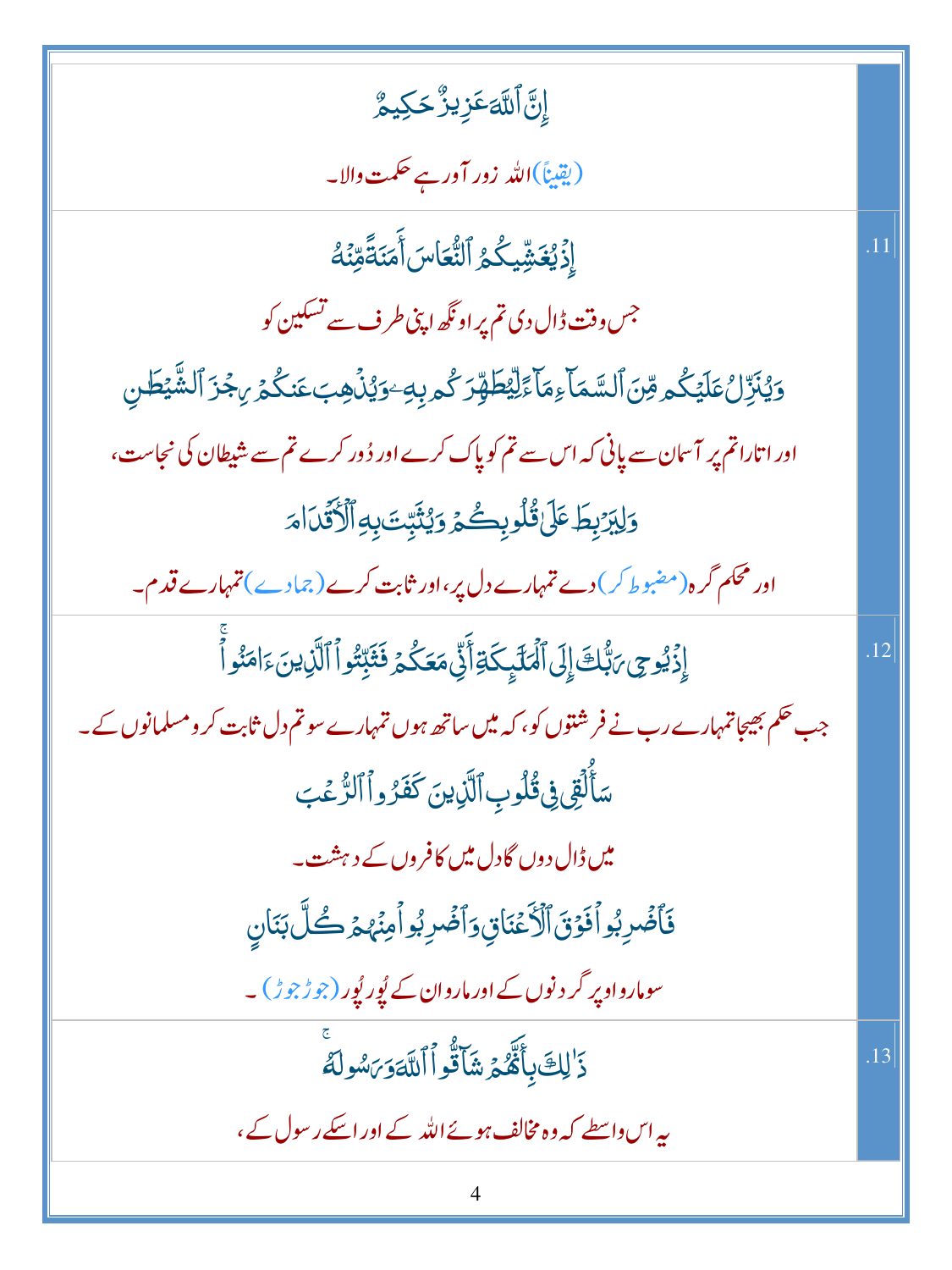| | |
|---|---|
| إِنَّ ٱللَّهَ عَزِيزٌ حَكِيمٌ<br>(یقیناً) اللہ زور آور ہے حکمت والا۔ | |
| إِذْ يُغَشِّيكُمُ ٱلنُّعَاسَ أَمَنَةً مِّنْهُ<br>جس وقت ڈال دی تم پر اونگھ اپنی طرف سے تسکین کو<br>وَيُنَزِّلُ عَلَيْكُم مِّنَ ٱلسَّمَآءِ مَآءً لِّيُطَهِّرَكُم بِهِۦ وَيُذْهِبَ عَنكُمْ رِجْزَ ٱلشَّيْطَٰنِ<br>اور اتارا تم پر آسمان سے پانی کہ اس سے تم کو پاک کرے اور دُور کرے تم سے شیطان کی نجاست،<br>وَلِيَرْبِطَ عَلَىٰ قُلُوبِكُمْ وَيُثَبِّتَ بِهِ ٱلْأَقْدَامَ<br>اور محکم گرہ (مضبوط کر) دے تمہارے دل پر، اور ثابت کرے (جمادے) تمہارے قدم۔ | .11 |
| إِذْ يُوحِى رَبُّكَ إِلَى ٱلْمَلَٰٓئِكَةِ أَنِّى مَعَكُمْ فَثَبِّتُوا۟ ٱلَّذِينَ ءَامَنُوا۟<br>جب حکم بھیجا تمہارے رب نے فرشتوں کو، کہ میں ساتھ ہوں تمہارے سو تم دل ثابت کرو مسلمانوں کے۔<br>سَأُلْقِى فِى قُلُوبِ ٱلَّذِينَ كَفَرُوا۟ ٱلرُّعْبَ<br>میں ڈال دوں گا دل میں کافروں کے دہشت۔<br>فَٱضْرِبُوا۟ فَوْقَ ٱلْأَعْنَاقِ وَٱضْرِبُوا۟ مِنْهُمْ كُلَّ بَنَانٍ<br>سو مارو اوپر گردنوں کے اور مارو ان کے پور پور (جوڑ جوڑ)۔ | .12 |
| ذَٰلِكَ بِأَنَّهُمْ شَآقُّوا۟ ٱللَّهَ وَرَسُولَهُۥ<br>یہ اس واسطے کہ وہ مخالف ہوئے اللہ کے اور اسکے رسول کے، | .13 |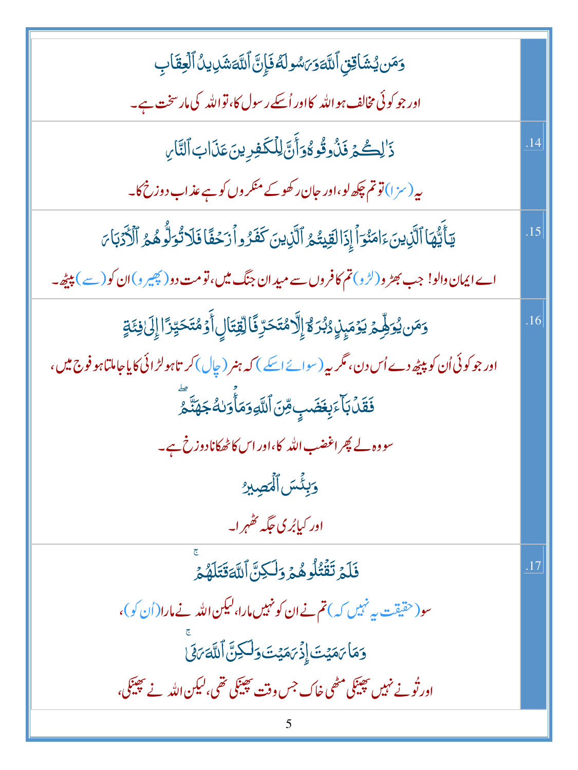| | |
|---|---|
| | وَمَن يُشَاقِقِ ٱللَّهَ وَرَسُولَهُۥ فَإِنَّ ٱللَّهَ شَدِيدُ ٱلْعِقَابِ<br>اور جو کوئی مخالف ہو اللہ کا اور اُسکے رسول کا، تو اللہ کی مار سخت ہے۔ |
| .14 | ذَٰلِكُمْ فَذُوقُوهُ وَأَنَّ لِلْكَٰفِرِينَ عَذَابَ ٱلنَّارِ<br>یہ (سزا) تو تم چکھ لو، اور جان رکھو کے منکروں کو ہے عذاب دوزخ کا۔ |
| .15 | يَٰٓأَيُّهَا ٱلَّذِينَ ءَامَنُوٓا۟ إِذَا لَقِيتُمُ ٱلَّذِينَ كَفَرُوا۟ زَحْفًا فَلَا تُوَلُّوهُمُ ٱلْأَدْبَارَ<br>اے ایمان والو! جب بھڑو (لڑو) تم کافروں سے میدان جنگ میں، تو مت دو (پھیرو) ان کو (سے) پیٹھ۔ |
| .16 | وَمَن يُوَلِّهِمْ يَوْمَئِذٍ دُبُرَهُۥٓ إِلَّا مُتَحَرِّفًا لِّقِتَالٍ أَوْ مُتَحَيِّزًا إِلَىٰ فِئَةٍ<br>اور جو کوئی اُن کو پیٹھ دے اُس دن، مگر یہ (سوائے اسکے) کہ ہنر (چال) کرتا ہو لڑائی کا یا جا ملتا ہو فوج میں،<br>فَقَدْ بَآءَ بِغَضَبٍ مِّنَ ٱللَّهِ وَمَأْوَىٰهُ جَهَنَّمُ<br>سو وہ لے پھرا غضب اللہ کا، اور اس کا ٹھکانا دوزخ ہے۔<br>وَبِئْسَ ٱلْمَصِيرُ<br>اور کیا بُری جگہ ٹھہرا۔ |
| .17 | فَلَمْ تَقْتُلُوهُمْ وَلَٰكِنَّ ٱللَّهَ قَتَلَهُمْ<br>سو (حقیقت یہ نہیں کہ) تم نے ان کو نہیں مارا، لیکن اللہ نے مارا (اُن کو)،<br>وَمَا رَمَيْتَ إِذْ رَمَيْتَ وَلَٰكِنَّ ٱللَّهَ رَمَىٰ<br>اور تُو نے نہیں پھینکی مٹھی خاک جس وقت پھینکی تھی، لیکن اللہ نے پھینکی، |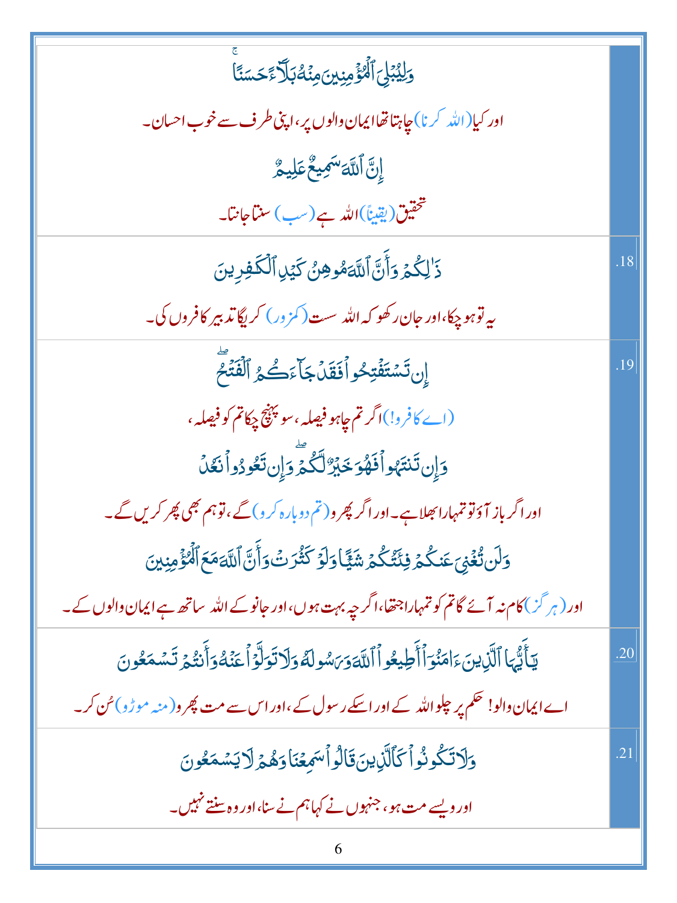| | |
|---|---|
| وَلِيُبْلِيَ ٱلْمُؤْمِنِينَ مِنْهُ بَلَآءً حَسَنًا<br>اور کیا (اللہ کرنا) چاہتا تھا ایمان والوں پر، اپنی طرف سے خوب احسان۔<br>إِنَّ ٱللَّهَ سَمِيعٌ عَلِيمٌ<br>تحقیق (یقیناً) اللہ ہے (سب) سنتا جانتا۔ | |
| ذَٰلِكُمْ وَأَنَّ ٱللَّهَ مُوهِنُ كَيْدِ ٱلْكَٰفِرِينَ<br>یہ تو ہو چکا، اور جان رکھو کہ اللہ سست (کمزور) کریگا تدبیر کافروں کی۔ | .18 |
| إِن تَسْتَفْتِحُوا۟ فَقَدْ جَآءَكُمُ ٱلْفَتْحُ<br>(اے کافرو!) اگر تم چاہو فیصلہ، سو پہنچ چکا تم کو فیصلہ،<br>وَإِن تَنتَهُوا۟ فَهُوَ خَيْرٌ لَّكُمْ وَإِن تَعُودُوا۟ نَعُدْ<br>اور اگر باز آؤ تو تمہارا بھلا ہے۔ اور اگر پھرو (تم دوبارہ کرو) گے، تو ہم بھی پھر کریں گے۔<br>وَلَن تُغْنِيَ عَنكُمْ فِئَتُكُمْ شَيْـًٔا وَلَوْ كَثُرَتْ وَأَنَّ ٱللَّهَ مَعَ ٱلْمُؤْمِنِينَ<br>اور (ہرگز) کام نہ آئے گا تم کو تمہارا جتھا، اگرچہ بہت ہوں، اور جانو کے اللہ ساتھ ہے ایمان والوں کے۔ | .19 |
| يَٰٓأَيُّهَا ٱلَّذِينَ ءَامَنُوٓا۟ أَطِيعُوا۟ ٱللَّهَ وَرَسُولَهُۥ وَلَا تَوَلَّوْا۟ عَنْهُ وَأَنتُمْ تَسْمَعُونَ<br>اے ایمان والو! حکم پر چلو اللہ کے اور اسکے رسول کے، اور اس سے مت پھرو (منہ موڑو) سُن کر۔ | .20 |
| وَلَا تَكُونُوا۟ كَٱلَّذِينَ قَالُوا۟ سَمِعْنَا وَهُمْ لَا يَسْمَعُونَ<br>اور ویسے مت ہو، جنہوں نے کہا ہم نے سنا، اور وہ سنتے نہیں۔ | .21 |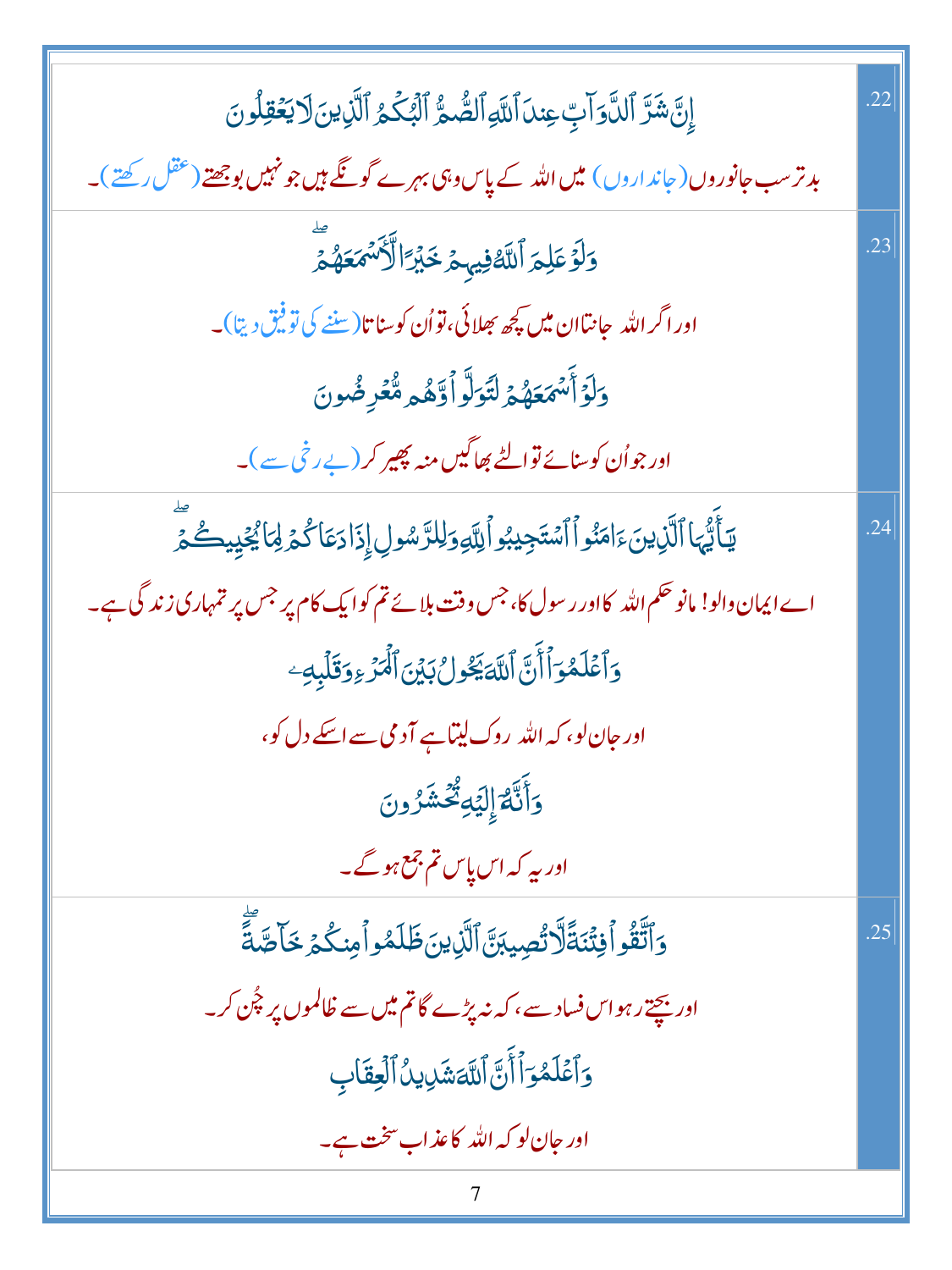| | |
|---|---|
| إِنَّ شَرَّ ٱلدَّوَآبِّ عِندَ ٱللَّهِ ٱلصُّمُّ ٱلْبُكْمُ ٱلَّذِينَ لَا يَعْقِلُونَ<br>بدترسب جانوروں (جانداروں) میں اللہ کے پاس وہی بہرے گونگے ہیں جو نہیں بوجھتے (عقل رکھتے)۔ | .22 |
| وَلَوْ عَلِمَ ٱللَّهُ فِيهِمْ خَيْرًا لَّأَسْمَعَهُمْ ۖ<br>اور اگر اللہ جانتا ان میں کچھ بھلائی، تواُن کو سناتا (سننے کی توفیق دیتا)۔<br>وَلَوْ أَسْمَعَهُمْ لَتَوَلَّوا۟ وَّهُم مُّعْرِضُونَ<br>اور جواُن کو سنائے تو الٹے بھاگیں منہ پھیر کر (بے رخی سے)۔ | .23 |
| يَـٰٓأَيُّهَا ٱلَّذِينَ ءَامَنُوا۟ ٱسْتَجِيبُوا۟ لِلَّهِ وَلِلرَّسُولِ إِذَا دَعَاكُمْ لِمَا يُحْيِيكُمْ ۖ<br>اے ایمان والو! مانو حکم اللہ کا اور رسول کا، جس وقت بلائے تم کو ایک کام پر جس پر تمہاری زندگی ہے۔<br>وَٱعْلَمُوٓا۟ أَنَّ ٱللَّهَ يَحُولُ بَيْنَ ٱلْمَرْءِ وَقَلْبِهِۦ<br>اور جان لو، کہ اللہ روک لیتا ہے آدمی سے اسکے دل کو،<br>وَأَنَّهُۥٓ إِلَيْهِ تُحْشَرُونَ<br>اور یہ کہ اس پاس تم جمع ہو گے۔ | .24 |
| وَٱتَّقُوا۟ فِتْنَةً لَّا تُصِيبَنَّ ٱلَّذِينَ ظَلَمُوا۟ مِنكُمْ خَآصَّةً ۖ<br>اور بچتے رہو اس فساد سے، کہ نہ پڑے گا تم میں سے ظالموں پر چُن کر۔<br>وَٱعْلَمُوٓا۟ أَنَّ ٱللَّهَ شَدِيدُ ٱلْعِقَابِ<br>اور جان لو کہ اللہ کا عذاب سخت ہے۔ | .25 |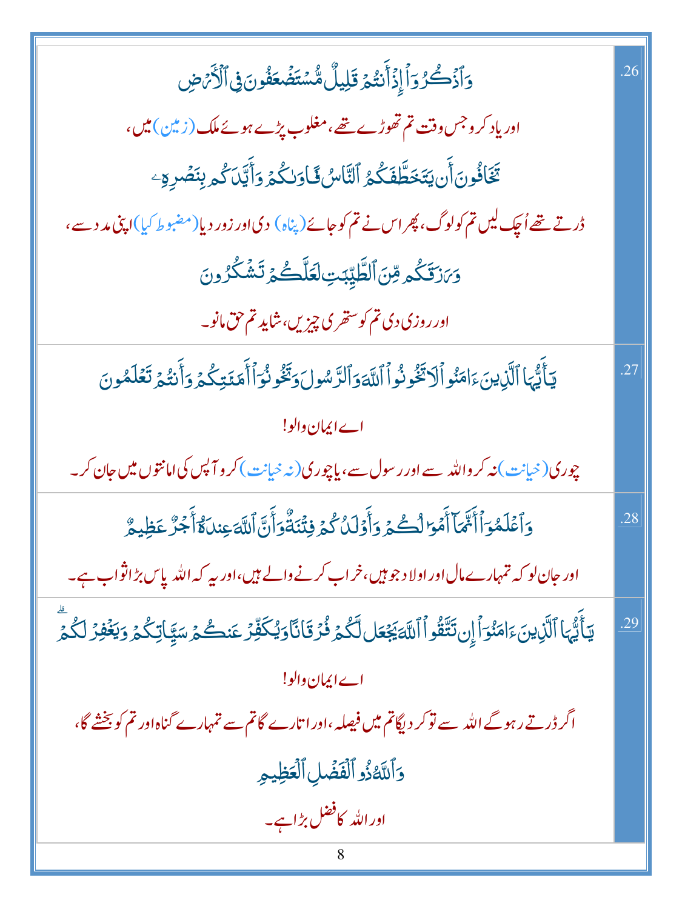| | |
|---|---|
| .26 | وَٱذۡكُرُوٓاْ إِذۡ أَنتُمۡ قَلِيلٞ مُّسۡتَضۡعَفُونَ فِي ٱلۡأَرۡضِ<br><br>اور یاد کرو جس وقت تم تھوڑے تھے، مغلوب پڑے ہوئے ملک (زمین) میں،<br><br>تَخَافُونَ أَن يَتَخَطَّفَكُمُ ٱلنَّاسُ فَـَٔاوَىٰكُمۡ وَأَيَّدَكُم بِنَصۡرِهِۦ<br><br>ڈرتے تھے اُچک لیں تم کو لوگ، پھر اس نے تم کو جائے (پناہ) دی اور زور دیا (مضبوط کیا) اپنی مدد سے،<br><br>وَرَزَقَكُم مِّنَ ٱلطَّيِّبَٰتِ لَعَلَّكُمۡ تَشۡكُرُونَ<br><br>اور روزی دی تم کو ستھری چیزیں، شاید تم حق مانو۔ |
| .27 | يَٰٓأَيُّهَا ٱلَّذِينَ ءَامَنُواْ لَا تَخُونُواْ ٱللَّهَ وَٱلرَّسُولَ وَتَخُونُوٓاْ أَمَٰنَٰتِكُمۡ وَأَنتُمۡ تَعۡلَمُونَ<br><br>اے ایمان والو!<br><br>چوری (خیانت) نہ کرو اللہ سے اور رسول سے، یا چوری (نہ خیانت) کرو آپس کی امانتوں میں جان کر۔ |
| .28 | وَٱعۡلَمُوٓاْ أَنَّمَآ أَمۡوَٰلُكُمۡ وَأَوۡلَٰدُكُمۡ فِتۡنَةٞ وَأَنَّ ٱللَّهَ عِندَهُۥٓ أَجۡرٌ عَظِيمٞ<br><br>اور جان لو کہ تمہارے مال اور اولاد جو ہیں، خراب کرنے والے ہیں، اور یہ کہ اللہ پاس بڑا ثواب ہے۔ |
| .29 | يَٰٓأَيُّهَا ٱلَّذِينَ ءَامَنُوٓاْ إِن تَتَّقُواْ ٱللَّهَ يَجۡعَل لَّكُمۡ فُرۡقَانٗا وَيُكَفِّرۡ عَنكُمۡ سَيِّـَٔاتِكُمۡ وَيَغۡفِرۡ لَكُمۡۗ<br><br>اے ایمان والو!<br><br>اگر ڈرتے رہو گے اللہ سے تو کر دیگا تم میں فیصلہ، اور اتارے گا تم سے تمہارے گناہ اور تم کو بخشے گا،<br><br>وَٱللَّهُ ذُو ٱلۡفَضۡلِ ٱلۡعَظِيمِ<br><br>اور اللہ کا فضل بڑا ہے۔ |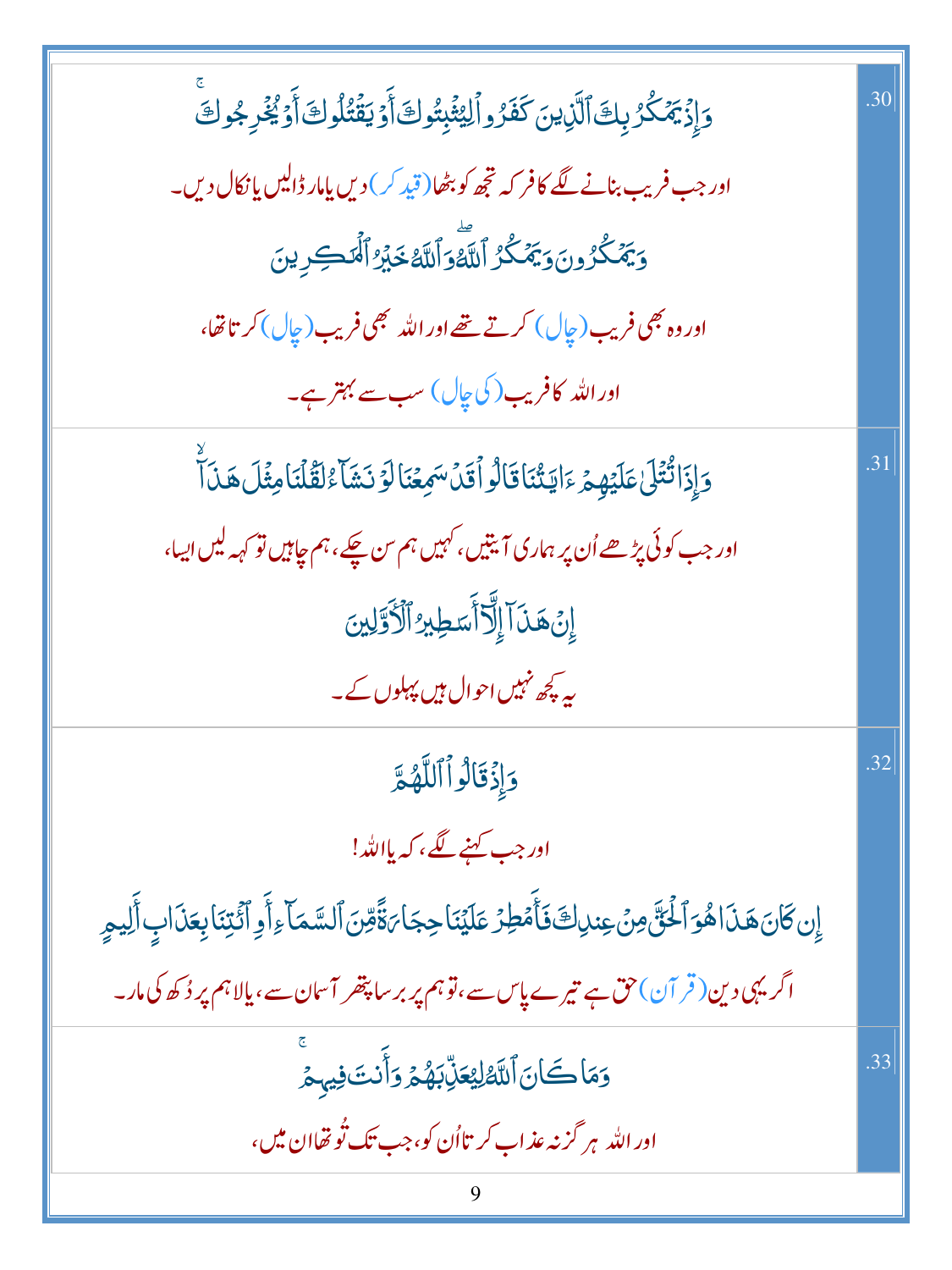| | |
|---|---|
| وَإِذۡ يَمۡكُرُ بِكَ ٱلَّذِينَ كَفَرُواْ لِيُثۡبِتُوكَ أَوۡ يَقۡتُلُوكَ أَوۡ يُخۡرِجُوكَۚ<br>اور جب فریب بنانے لگے کافر کہ تجھ کو بٹھا (قید کر) دیں یا مار ڈالیں یا نکال دیں۔<br>وَيَمۡكُرُونَ وَيَمۡكُرُ ٱللَّهُۖ وَٱللَّهُ خَيۡرُ ٱلۡمَٰكِرِينَ<br>اور وہ بھی فریب (چال) کرتے تھے اور اللہ بھی فریب (چال) کرتا تھا،<br>اور اللہ کا فریب (کی چال) سب سے بہتر ہے۔ | .30 |
| وَإِذَا تُتۡلَىٰ عَلَيۡهِمۡ ءَايَٰتُنَا قَالُواْ قَدۡ سَمِعۡنَا لَوۡ نَشَآءُ لَقُلۡنَا مِثۡلَ هَٰذَآ<br>اور جب کوئی پڑھے اُن پر ہماری آیتیں، کہیں ہم سن چکے، ہم چاہیں تو کہہ لیں ایسا،<br>إِنۡ هَٰذَآ إِلَّآ أَسَٰطِيرُ ٱلۡأَوَّلِينَ<br>یہ کچھ نہیں احوال ہیں پہلوں کے۔ | .31 |
| وَإِذۡ قَالُواْ ٱللَّهُمَّ<br>اور جب کہنے لگے، کہ یا اللہ!<br>إِن كَانَ هَٰذَا هُوَ ٱلۡحَقَّ مِنۡ عِندِكَ فَأَمۡطِرۡ عَلَيۡنَا حِجَارَةٗ مِّنَ ٱلسَّمَآءِ أَوِ ٱئۡتِنَا بِعَذَابٍ أَلِيمٖ<br>اگر یہی دین (قرآن) حق ہے تیرے پاس سے، تو ہم پر برسا پتھر آسمان سے، یا لا ہم پر دُکھ کی مار۔ | .32 |
| وَمَا كَانَ ٱللَّهُ لِيُعَذِّبَهُمۡ وَأَنتَ فِيهِمۡۚ<br>اور اللہ ہر گز نہ عذاب کرتا اُن کو، جب تک تُو تھا ان میں، | .33 |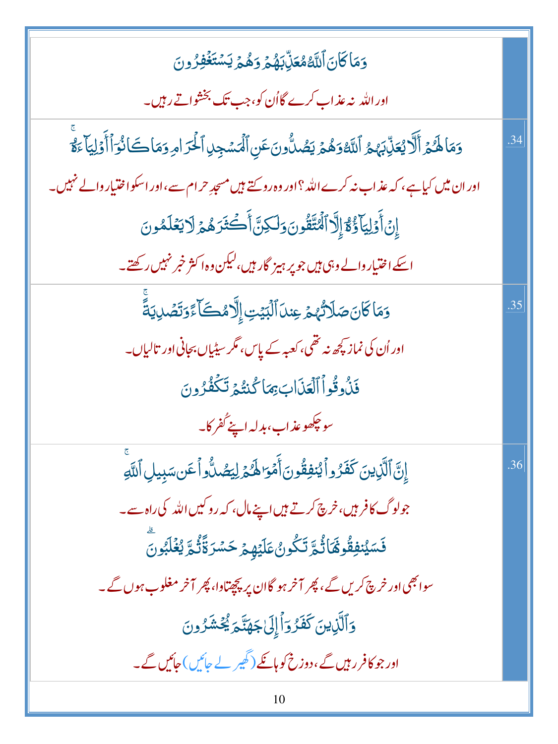| | |
|---|---|
| وَمَا كَانَ ٱللَّهُ مُعَذِّبَهُمۡ وَهُمۡ يَسۡتَغۡفِرُونَ<br>اور اللہ نہ عذاب کرے گا اُن کو، جب تک بخشواتے رہیں۔ | |
| وَمَا لَهُمۡ أَلَّا يُعَذِّبَهُمُ ٱللَّهُ وَهُمۡ يَصُدُّونَ عَنِ ٱلۡمَسۡجِدِ ٱلۡحَرَامِ وَمَا كَانُوٓاْ أَوۡلِيَآءَهُۥٓۚ<br>اور ان میں کیا ہے، کہ عذاب نہ کرے اللہ؟ اور وہ روکتے ہیں مسجدِ حرام سے، اور اسکو اختیار والے نہیں۔<br>إِنۡ أَوۡلِيَآؤُهُۥٓ إِلَّا ٱلۡمُتَّقُونَ وَلَٰكِنَّ أَكۡثَرَهُمۡ لَا يَعۡلَمُونَ<br>اسکے اختیار والے وہی ہیں جو پرہیزگار ہیں، لیکن وہ اکثر خبر نہیں رکھتے۔ | .34 |
| وَمَا كَانَ صَلَاتُهُمۡ عِندَ ٱلۡبَيۡتِ إِلَّا مُكَآءٗ وَتَصۡدِيَةٗۚ<br>اور اُن کی نماز کچھ نہ تھی، کعبہ کے پاس، مگر سیٹیاں بجانی اور تالیاں۔<br>فَذُوقُواْ ٱلۡعَذَابَ بِمَا كُنتُمۡ تَكۡفُرُونَ<br>سو چکھو عذاب، بدلہ اپنے کُفر کا۔ | .35 |
| إِنَّ ٱلَّذِينَ كَفَرُواْ يُنفِقُونَ أَمۡوَٰلَهُمۡ لِيَصُدُّواْ عَن سَبِيلِ ٱللَّهِۚ<br>جو لوگ کافر ہیں، خرچ کرتے ہیں اپنے مال، کہ روکیں اللہ کی راہ سے۔<br>فَسَيُنفِقُونَهَا ثُمَّ تَكُونُ عَلَيۡهِمۡ حَسۡرَةٗ ثُمَّ يُغۡلَبُونَۗ<br>سو ابھی اور خرچ کریں گے، پھر آخر ہو گا ان پر پچھتاوا، پھر آخر مغلوب ہوں گے۔<br>وَٱلَّذِينَ كَفَرُوٓاْ إِلَىٰ جَهَنَّمَ يُحۡشَرُونَ<br>اور جو کافر رہیں گے، دوزخ کو ہانکے (گھیر لے جائیں) جائیں گے۔ | .36 |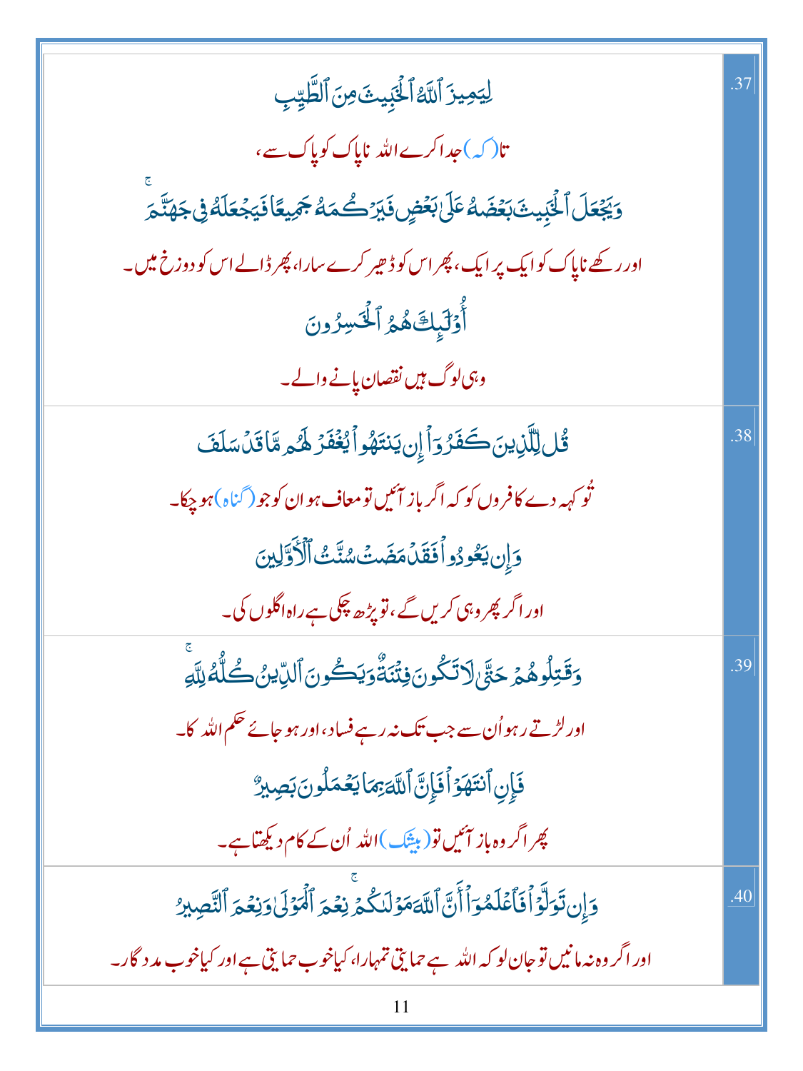| | |
|---|---|
| لِيَمِيزَ ٱللَّهُ ٱلْخَبِيثَ مِنَ ٱلطَّيِّبِ<br>تا (کہ) جدا کرے اللہ ناپاک کو پاک سے،<br>وَيَجْعَلَ ٱلْخَبِيثَ بَعْضَهُۥ عَلَىٰ بَعْضٍ فَيَرْكُمَهُۥ جَمِيعًا فَيَجْعَلَهُۥ فِى جَهَنَّمَ<br>اور رکھے ناپاک کو ایک پر ایک، پھر اس کو ڈھیر کرے سارا، پھر ڈالے اس کو دوزخ میں۔<br>أُو۟لَـٰٓئِكَ هُمُ ٱلْخَـٰسِرُونَ<br>وہی لوگ ہیں نقصان پانے والے۔ | .37 |
| قُل لِّلَّذِينَ كَفَرُوٓا۟ إِن يَنتَهُوا۟ يُغْفَرْ لَهُم مَّا قَدْ سَلَفَ<br>تُو کہہ دے کافروں کو کہ اگر باز آئیں تو معاف ہو ان کو جو (گناہ) ہو چکا۔<br>وَإِن يَعُودُوا۟ فَقَدْ مَضَتْ سُنَّتُ ٱلْأَوَّلِينَ<br>اور اگر پھر وہی کریں گے، تو پڑھ چکی ہے راہ اگلوں کی۔ | .38 |
| وَقَـٰتِلُوهُمْ حَتَّىٰ لَا تَكُونَ فِتْنَةٌ وَيَكُونَ ٱلدِّينُ كُلُّهُۥ لِلَّهِ<br>اور لڑتے رہو اُن سے جب تک نہ رہے فساد، اور ہو جائے حکم اللہ کا۔<br>فَإِنِ ٱنتَهَوْا۟ فَإِنَّ ٱللَّهَ بِمَا يَعْمَلُونَ بَصِيرٌ<br>پھر اگر وہ باز آئیں تو (بیشک) اللہ اُن کے کام دیکھتا ہے۔ | .39 |
| وَإِن تَوَلَّوْا۟ فَٱعْلَمُوٓا۟ أَنَّ ٱللَّهَ مَوْلَىٰكُمْ ۚ نِعْمَ ٱلْمَوْلَىٰ وَنِعْمَ ٱلنَّصِيرُ<br>اور اگر وہ نہ مانیں تو جان لو کہ اللہ ہے حمایتی تمہارا، کیا خوب حمایتی ہے اور کیا خوب مددگار۔ | .40 |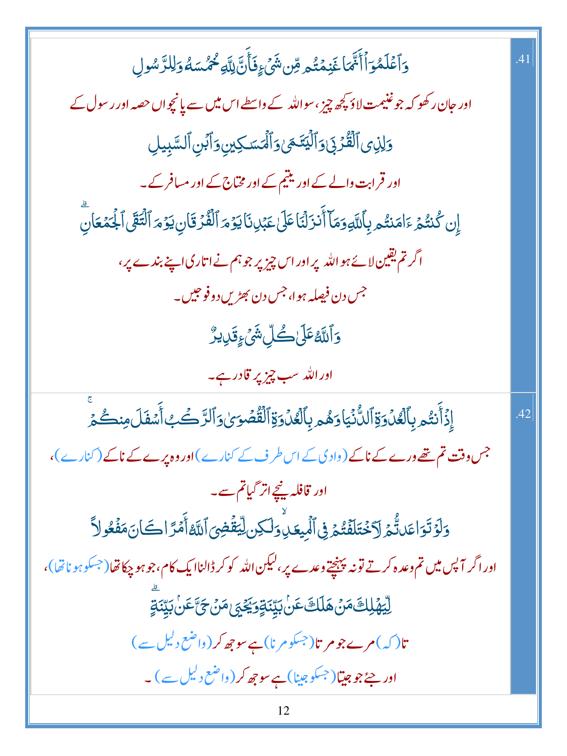.41

وَٱعۡلَمُوٓاْ أَنَّمَا غَنِمۡتُم مِّن شَيۡءٖ فَأَنَّ لِلَّهِ خُمُسَهُۥ وَلِلرَّسُولِ

اور جان رکھو کہ جو غنیمت لاؤ کچھ چیز، سو اللہ کے واسطے اس میں سے پانچواں حصہ اور رسول کے

وَلِذِي ٱلۡقُرۡبَىٰ وَٱلۡيَتَٰمَىٰ وَٱلۡمَسَٰكِينِ وَٱبۡنِ ٱلسَّبِيلِ

اور قرابت والے کے اور یتیم کے اور محتاج کے اور مسافر کے۔

إِن كُنتُمۡ ءَامَنتُم بِٱللَّهِ وَمَآ أَنزَلۡنَا عَلَىٰ عَبۡدِنَا يَوۡمَ ٱلۡفُرۡقَانِ يَوۡمَ ٱلۡتَقَى ٱلۡجَمۡعَانِۗ

اگر تم یقین لائے ہو اللہ پر اور اس چیز پر جو ہم نے اتاری اپنے بندے پر،

جس دن فیصلہ ہوا، جس دن بھڑیں دو فوجیں۔

وَٱللَّهُ عَلَىٰ كُلِّ شَيۡءٖ قَدِيرٌ

اور اللہ سب چیز پر قادر ہے۔

.42

إِذۡ أَنتُم بِٱلۡعُدۡوَةِ ٱلدُّنۡيَا وَهُم بِٱلۡعُدۡوَةِ ٱلۡقُصۡوَىٰ وَٱلرَّكۡبُ أَسۡفَلَ مِنكُمۡۚ

جس وقت تم تھے ورے کے ناکے (وادی کے اس طرف کے کنارے) اور وہ پرے کے ناکے (کنارے)،

اور قافلہ نیچے اتر گیا تم سے۔

وَلَوۡ تَوَاعَدتُّمۡ لَٱخۡتَلَفۡتُمۡ فِي ٱلۡمِيعَٰدِ وَلَٰكِن لِّيَقۡضِيَ ٱللَّهُ أَمۡرٗا كَانَ مَفۡعُولٗا

اور اگر آپس میں تم وعدہ کرتے تو نہ پہنچتے وعدے پر، لیکن اللہ کو کر ڈالنا ایک کام، جو ہو چکا تھا (جسکو ہونا تھا)،

لِّيَهۡلِكَ مَنۡ هَلَكَ عَنۢ بَيِّنَةٖ وَيَحۡيَىٰ مَنۡ حَيَّ عَنۢ بَيِّنَةٖۗ

تا (کہ) مرے جو مرتا (جسکو مرنا) ہے سوجھ کر (واضح دلیل سے)

اور جئے جو جیتا (جسکو جینا) ہے سوجھ کر (واضح دلیل سے)۔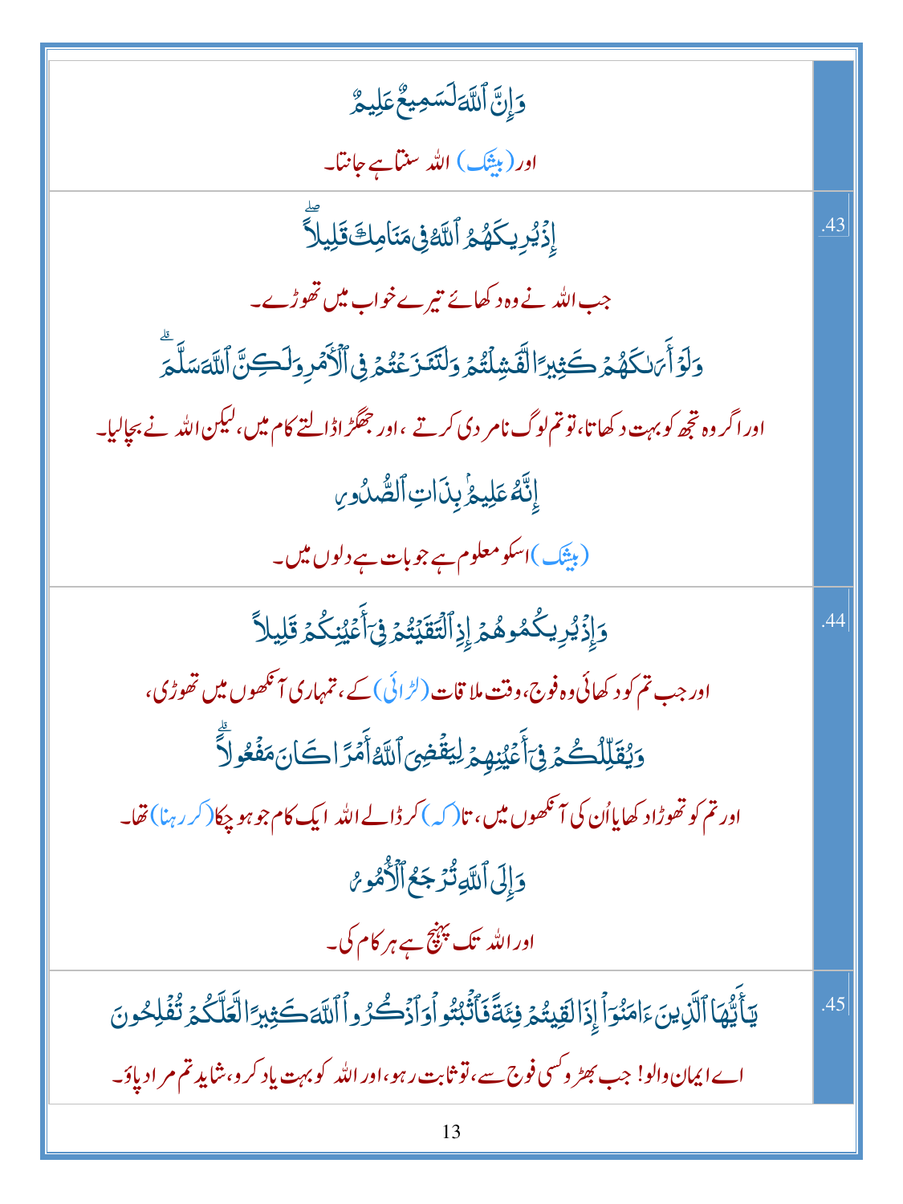| | |
|---|---|
| وَإِنَّ ٱللَّهَ لَسَمِيعٌ عَلِيمٌ<br><br>اور (بیشک) اللہ سنتا ہے جانتا۔ | |
| إِذْ يُرِيكَهُمُ ٱللَّهُ فِى مَنَامِكَ قَلِيلًا ۖ<br><br>جب اللہ نے وہ دکھائے تیرے خواب میں تھوڑے۔<br><br>وَلَوْ أَرَىٰكَهُمْ كَثِيرًا لَّفَشِلْتُمْ وَلَتَنَٰزَعْتُمْ فِى ٱلْأَمْرِ وَلَٰكِنَّ ٱللَّهَ سَلَّمَ ۗ<br><br>اور اگر وہ تجھ کو بہت دکھاتا، تو تم لوگ نامردی کرتے، اور جھگڑا ڈالتے کام میں، لیکن اللہ نے بچالیا۔<br><br>إِنَّهُۥ عَلِيمٌۢ بِذَاتِ ٱلصُّدُورِ<br><br>(بیشک) اسکو معلوم ہے جو بات ہے دلوں میں۔ | .43 |
| وَإِذْ يُرِيكُمُوهُمْ إِذِ ٱلْتَقَيْتُمْ فِىٓ أَعْيُنِكُمْ قَلِيلًا<br><br>اور جب تم کو دکھائی وہ فوج، وقت ملاقات (لڑائی) کے، تمہاری آنکھوں میں تھوڑی،<br><br>وَيُقَلِّلُكُمْ فِىٓ أَعْيُنِهِمْ لِيَقْضِىَ ٱللَّهُ أَمْرًا كَانَ مَفْعُولًا ۗ<br><br>اور تم کو تھوڑا دکھایا اُن کی آنکھوں میں، تا (کہ) کرڈالے اللہ ایک کام جو ہو چکا (کر رہنا) تھا۔<br><br>وَإِلَى ٱللَّهِ تُرْجَعُ ٱلْأُمُورُ<br><br>اور اللہ تک پہنچ ہے ہر کام کی۔ | .44 |
| يَٰٓأَيُّهَا ٱلَّذِينَ ءَامَنُوٓا۟ إِذَا لَقِيتُمْ فِئَةً فَٱثْبُتُوا۟ وَٱذْكُرُوا۟ ٱللَّهَ كَثِيرًا لَّعَلَّكُمْ تُفْلِحُونَ<br><br>اے ایمان والو! جب بھڑو کسی فوج سے، تو ثابت رہو، اور اللہ کو بہت یاد کرو، شاید تم مراد پاؤ۔ | .45 |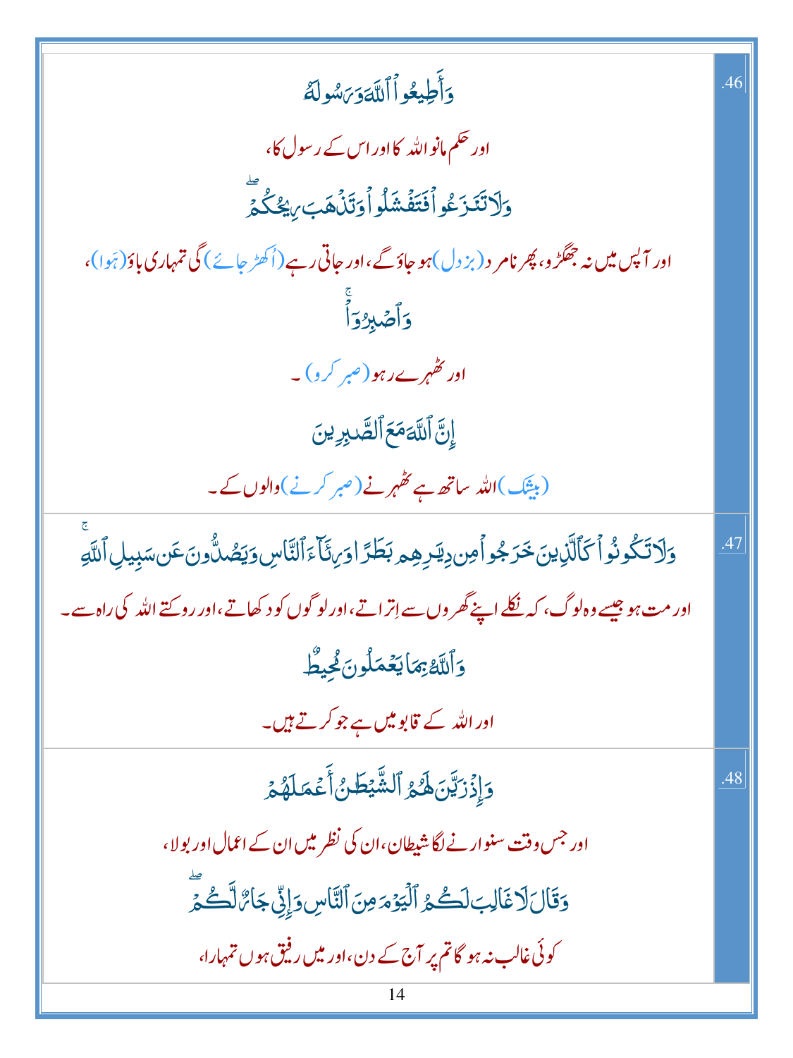| | |
|---|---|
| .46 | وَأَطِيعُوا۟ ٱللَّهَ وَرَسُولَهُۥ<br>اور حکم مانو اللہ کا اور اس کے رسول کا،<br>وَلَا تَنَٰزَعُوا۟ فَتَفْشَلُوا۟ وَتَذْهَبَ رِيحُكُمْ ۖ<br>اور آپس میں نہ جھگڑو، پھر نامرد (بزدل) ہو جاؤ گے، اور جاتی رہے (اُکھڑ جائے) گی تمہاری باؤ (ہوا)،<br>وَٱصْبِرُوٓا۟ ۚ<br>اور ٹھہرے رہو (صبر کرو)۔<br>إِنَّ ٱللَّهَ مَعَ ٱلصَّٰبِرِينَ<br>(بیشک) اللہ ساتھ ہے ٹھہرنے (صبر کرنے) والوں کے۔ |
| .47 | وَلَا تَكُونُوا۟ كَٱلَّذِينَ خَرَجُوا۟ مِن دِيَٰرِهِم بَطَرًا وَرِئَآءَ ٱلنَّاسِ وَيَصُدُّونَ عَن سَبِيلِ ٱللَّهِ ۚ<br>اور مت ہو جیسے وہ لوگ، کہ نکلے اپنے گھروں سے اِتراتے، اور لوگوں کو دکھاتے، اور روکتے اللہ کی راہ سے۔<br>وَٱللَّهُ بِمَا يَعْمَلُونَ مُحِيطٌ<br>اور اللہ کے قابو میں ہے جو کرتے ہیں۔ |
| .48 | وَإِذْ زَيَّنَ لَهُمُ ٱلشَّيْطَٰنُ أَعْمَٰلَهُمْ<br>اور جس وقت سنوارنے لگا شیطان، ان کی نظر میں ان کے اعمال اور بولا،<br>وَقَالَ لَا غَالِبَ لَكُمُ ٱلْيَوْمَ مِنَ ٱلنَّاسِ وَإِنِّى جَارٌ لَّكُمْ ۖ<br>کوئی غالب نہ ہو گا تم پر آج کے دن، اور میں رفیق ہوں تمہارا، |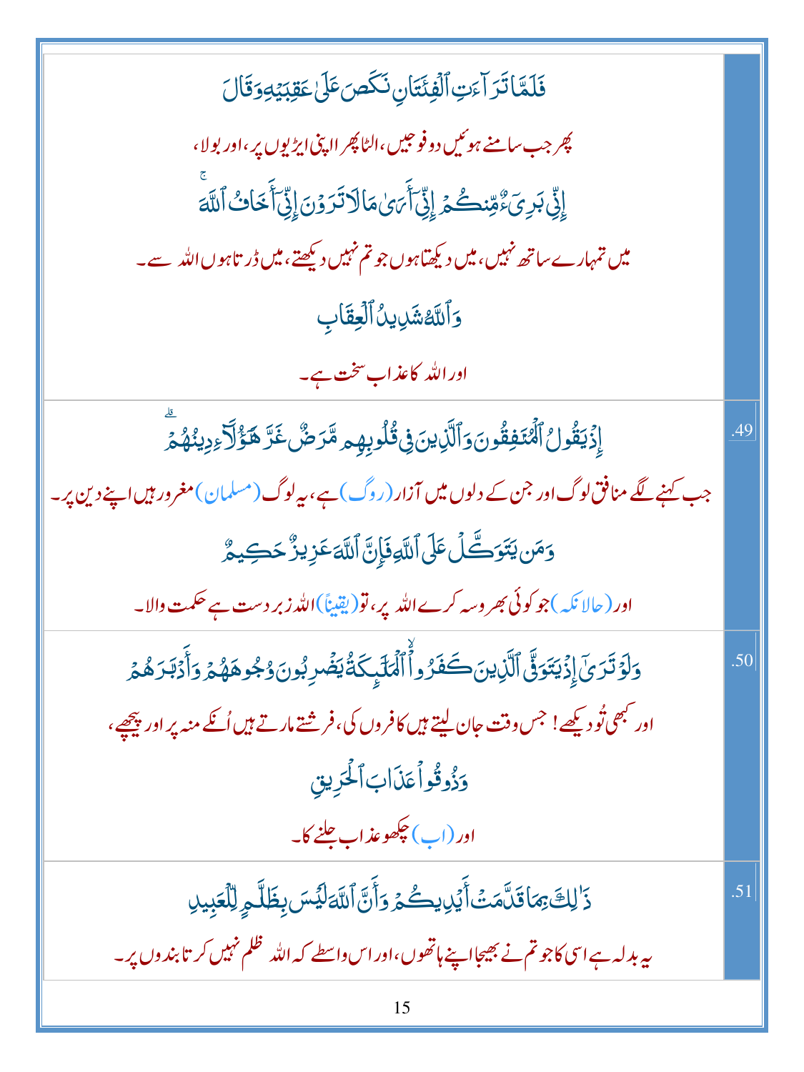| | |
|---|---|
| فَلَمَّا تَرَاءَتِ الْفِئَتَانِ نَكَصَ عَلَىٰ عَقِبَيْهِ وَقَالَ<br>پھر جب سامنے ہوئیں دو فوجیں، الٹا پھرا اپنی ایڑیوں پر، اور بولا،<br>إِنِّي بَرِيءٌ مِّنكُمْ إِنِّي أَرَىٰ مَا لَا تَرَوْنَ إِنِّي أَخَافُ اللَّهَ<br>میں تمہارے ساتھ نہیں، میں دیکھتا ہوں جو تم نہیں دیکھتے، میں ڈرتا ہوں اللہ سے۔<br>وَاللَّهُ شَدِيدُ الْعِقَابِ<br>اور اللہ کا عذاب سخت ہے۔ | |
| إِذْ يَقُولُ الْمُنَافِقُونَ وَالَّذِينَ فِي قُلُوبِهِم مَّرَضٌ غَرَّ هَٰؤُلَاءِ دِينُهُمْ<br>جب کہنے لگے منافق لوگ اور جن کے دلوں میں آزار (روگ) ہے، یہ لوگ (مسلمان) مغرور ہیں اپنے دین پر۔<br>وَمَن يَتَوَكَّلْ عَلَى اللَّهِ فَإِنَّ اللَّهَ عَزِيزٌ حَكِيمٌ<br>اور (حالانکہ) جو کوئی بھروسہ کرے اللہ پر، تو (یقیناً) اللہ زبردست ہے حکمت والا۔ | .49 |
| وَلَوْ تَرَىٰ إِذْ يَتَوَفَّى الَّذِينَ كَفَرُوا ۙ الْمَلَائِكَةُ يَضْرِبُونَ وُجُوهَهُمْ وَأَدْبَارَهُمْ<br>اور کبھی تو دیکھے! جس وقت جان لیتے ہیں کافروں کی، فرشتے مارتے ہیں اُنکے منہ پر اور پیچھے،<br>وَذُوقُوا عَذَابَ الْحَرِيقِ<br>اور (اب) چکھو عذاب جلنے کا۔ | .50 |
| ذَٰلِكَ بِمَا قَدَّمَتْ أَيْدِيكُمْ وَأَنَّ اللَّهَ لَيْسَ بِظَلَّامٍ لِّلْعَبِيدِ<br>یہ بدلہ ہے اسی کا جو تم نے بھیجا اپنے ہاتھوں، اور اس واسطے کہ اللہ ظلم نہیں کرتا بندوں پر۔ | .51 |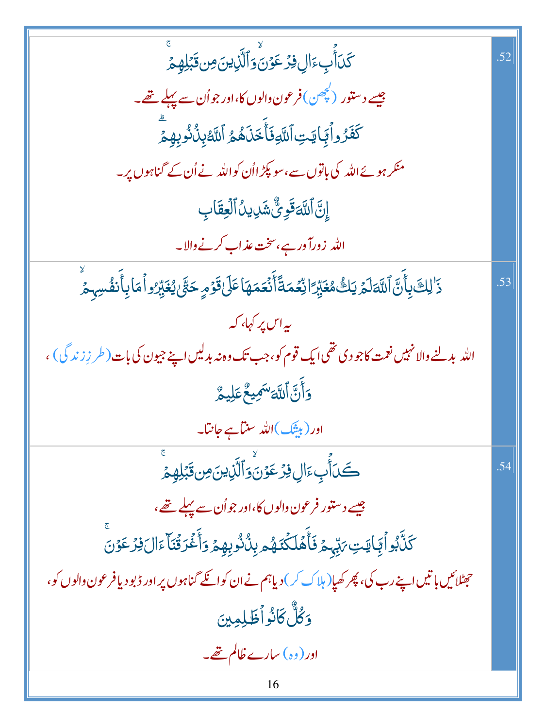| | |
|---|---|
| كَدَأْبِ ءَالِ فِرْعَوْنَ ۙ وَٱلَّذِينَ مِن قَبْلِهِمْ ۚ<br>جیسے دستور (لچھن) فرعون والوں کا، اور جو اُن سے پہلے تھے۔<br>كَفَرُوا۟ بِـَٔايَـٰتِ ٱللَّهِ فَأَخَذَهُمُ ٱللَّهُ بِذُنُوبِهِمْ ۗ<br>منکر ہوئے اللہ کی باتوں سے، سو پکڑا اُن کو اللہ نے اُن کے گناہوں پر۔<br>إِنَّ ٱللَّهَ قَوِىٌّ شَدِيدُ ٱلْعِقَابِ<br>اللہ زورآور ہے، سخت عذاب کرنے والا۔ | .52 |
| ذَٰلِكَ بِأَنَّ ٱللَّهَ لَمْ يَكُ مُغَيِّرًا نِّعْمَةً أَنْعَمَهَا عَلَىٰ قَوْمٍ حَتَّىٰ يُغَيِّرُوا۟ مَا بِأَنفُسِهِمْ ۙ<br>یہ اس پر کہا، کہ<br>اللہ بدلنے والا نہیں نعمت کا جو دی تھی ایک قوم کو، جب تک وہ نہ بدلیں اپنے جیون کی بات (طرزِ زندگی)،<br>وَأَنَّ ٱللَّهَ سَمِيعٌ عَلِيمٌ<br>اور (بیشک) اللہ سنتا ہے جانتا۔ | .53 |
| كَدَأْبِ ءَالِ فِرْعَوْنَ ۙ وَٱلَّذِينَ مِن قَبْلِهِمْ ۚ<br>جیسے دستور فرعون والوں کا، اور جو اُن سے پہلے تھے،<br>كَذَّبُوا۟ بِـَٔايَـٰتِ رَبِّهِمْ فَأَهْلَكْنَـٰهُم بِذُنُوبِهِمْ وَأَغْرَقْنَآ ءَالَ فِرْعَوْنَ ۚ<br>جھٹلائیں باتیں اپنے رب کی، پھر کھپا (ہلاک کر) دیا ہم نے ان کو انکے گناہوں پر اور ڈبو دیا فرعون والوں کو،<br>وَكُلٌّ كَانُوا۟ ظَـٰلِمِينَ<br>اور (وہ) سارے ظالم تھے۔ | .54 |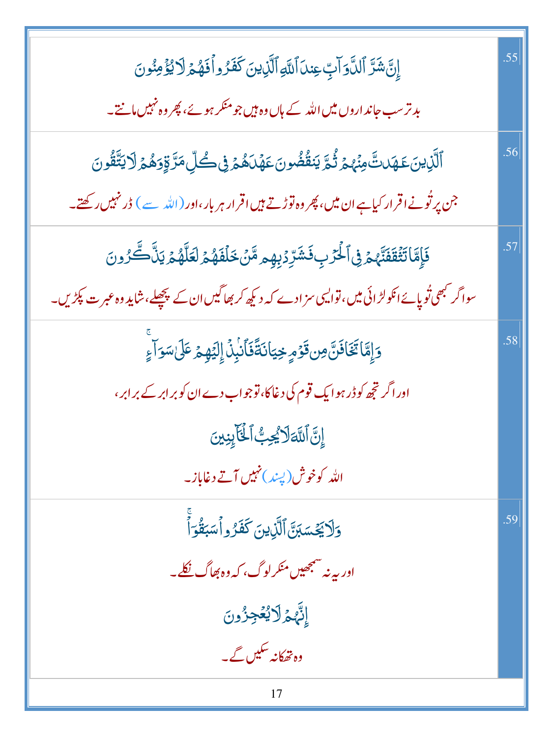| | |
|---|---|
| .55 | إِنَّ شَرَّ ٱلدَّوَآبِّ عِندَ ٱللَّهِ ٱلَّذِينَ كَفَرُواْ فَهُمۡ لَا يُؤۡمِنُونَ<br>بدتر سب جانداروں میں اللہ کے ہاں وہ ہیں جو منکر ہوئے، پھر وہ نہیں مانتے۔ |
| .56 | ٱلَّذِينَ عَٰهَدتَّ مِنۡهُمۡ ثُمَّ يَنقُضُونَ عَهۡدَهُمۡ فِي كُلِّ مَرَّةٖ وَهُمۡ لَا يَتَّقُونَ<br>جن پر تُونے اقرار کیاہے ان میں، پھر وہ توڑتے ہیں اقرار ہر بار، اور (اللہ سے) ڈر نہیں رکھتے۔ |
| .57 | فَإِمَّا تَثۡقَفَنَّهُمۡ فِي ٱلۡحَرۡبِ فَشَرِّدۡ بِهِم مَّنۡ خَلۡفَهُمۡ لَعَلَّهُمۡ يَذَّكَّرُونَ<br>سو اگر کبھی تُو پائے انکو لڑائی میں، تو ایسی سزا دے کہ دیکھ کر بھاگیں ان کے پچھلے، شاید وہ عبرت پکڑیں۔ |
| .58 | وَإِمَّا تَخَافَنَّ مِن قَوۡمٍ خِيَانَةٗ فَٱنۢبِذۡ إِلَيۡهِمۡ عَلَىٰ سَوَآءٍۚ<br>اور اگر تجھ کو ڈر ہو ایک قوم کی دغا کا، تو جواب دے ان کو برابر کے برابر،<br>إِنَّ ٱللَّهَ لَا يُحِبُّ ٱلۡخَآئِنِينَ<br>اللہ کو خوش (پسند) نہیں آتے دغاباز۔ |
| .59 | وَلَا يَحۡسَبَنَّ ٱلَّذِينَ كَفَرُواْ سَبَقُوٓاْۚ<br>اور یہ نہ سمجھیں منکر لوگ، کہ وہ بھاگ نکلے۔<br>إِنَّهُمۡ لَا يُعۡجِزُونَ<br>وہ تھکا نہ سکیں گے۔ |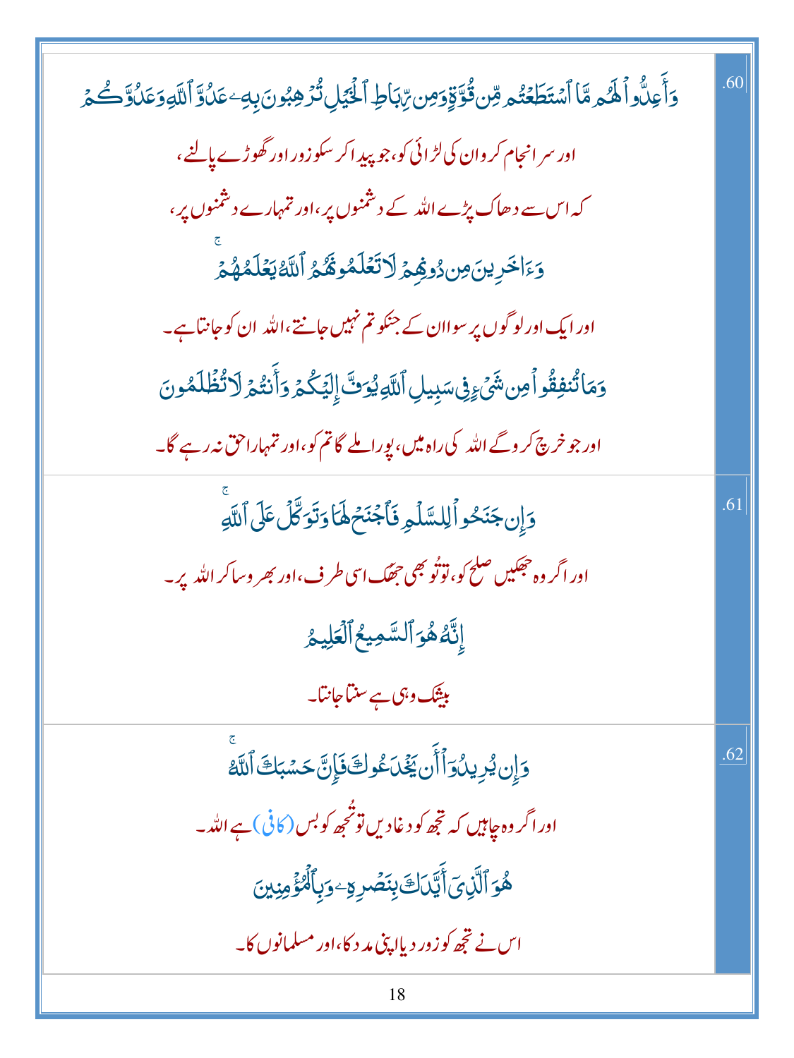| | |
|---|---|
| وَأَعِدُّوا۟ لَهُم مَّا ٱسْتَطَعْتُم مِّن قُوَّةٍۢ وَمِن رِّبَاطِ ٱلْخَيْلِ تُرْهِبُونَ بِهِۦ عَدُوَّ ٱللَّهِ وَعَدُوَّكُمْ<br><br>اور سرانجام کرو ان کی لڑائی کو، جو پیدا کر سکو زور اور گھوڑے پالنے،<br><br>کہ اس سے دھاک پڑے اللہ کے دشمنوں پر، اور تمہارے دشمنوں پر،<br><br>وَءَاخَرِينَ مِن دُونِهِمْ لَا تَعْلَمُونَهُمُ ٱللَّهُ يَعْلَمُهُمْ ۚ<br><br>اور ایک اور لوگوں پر سوا ان کے جنکو تم نہیں جانتے، اللہ ان کو جانتا ہے۔<br><br>وَمَا تُنفِقُوا۟ مِن شَىْءٍۢ فِى سَبِيلِ ٱللَّهِ يُوَفَّ إِلَيْكُمْ وَأَنتُمْ لَا تُظْلَمُونَ<br><br>اور جو خرچ کرو گے اللہ کی راہ میں، پورا ملے گا تم کو، اور تمہارا حق نہ رہے گا۔ | .60 |
| وَإِن جَنَحُوا۟ لِلسَّلْمِ فَٱجْنَحْ لَهَا وَتَوَكَّلْ عَلَى ٱللَّهِ ۚ<br><br>اور اگر وہ جھکیں صلح کو، تو تُو بھی جھک اسی طرف، اور بھروسا کر اللہ پر۔<br><br>إِنَّهُۥ هُوَ ٱلسَّمِيعُ ٱلْعَلِيمُ<br><br>بیشک وہی ہے سنتا جانتا۔ | .61 |
| وَإِن يُرِيدُوٓا۟ أَن يَخْدَعُوكَ فَإِنَّ حَسْبَكَ ٱللَّهُ ۚ<br><br>اور اگر وہ چاہیں کہ تجھ کو دغا دیں تو تُجھ کو بس (کافی) ہے اللہ۔<br><br>هُوَ ٱلَّذِىٓ أَيَّدَكَ بِنَصْرِهِۦ وَبِٱلْمُؤْمِنِينَ<br><br>اس نے تجھ کو زور دیا اپنی مدد کا، اور مسلمانوں کا۔ | .62 |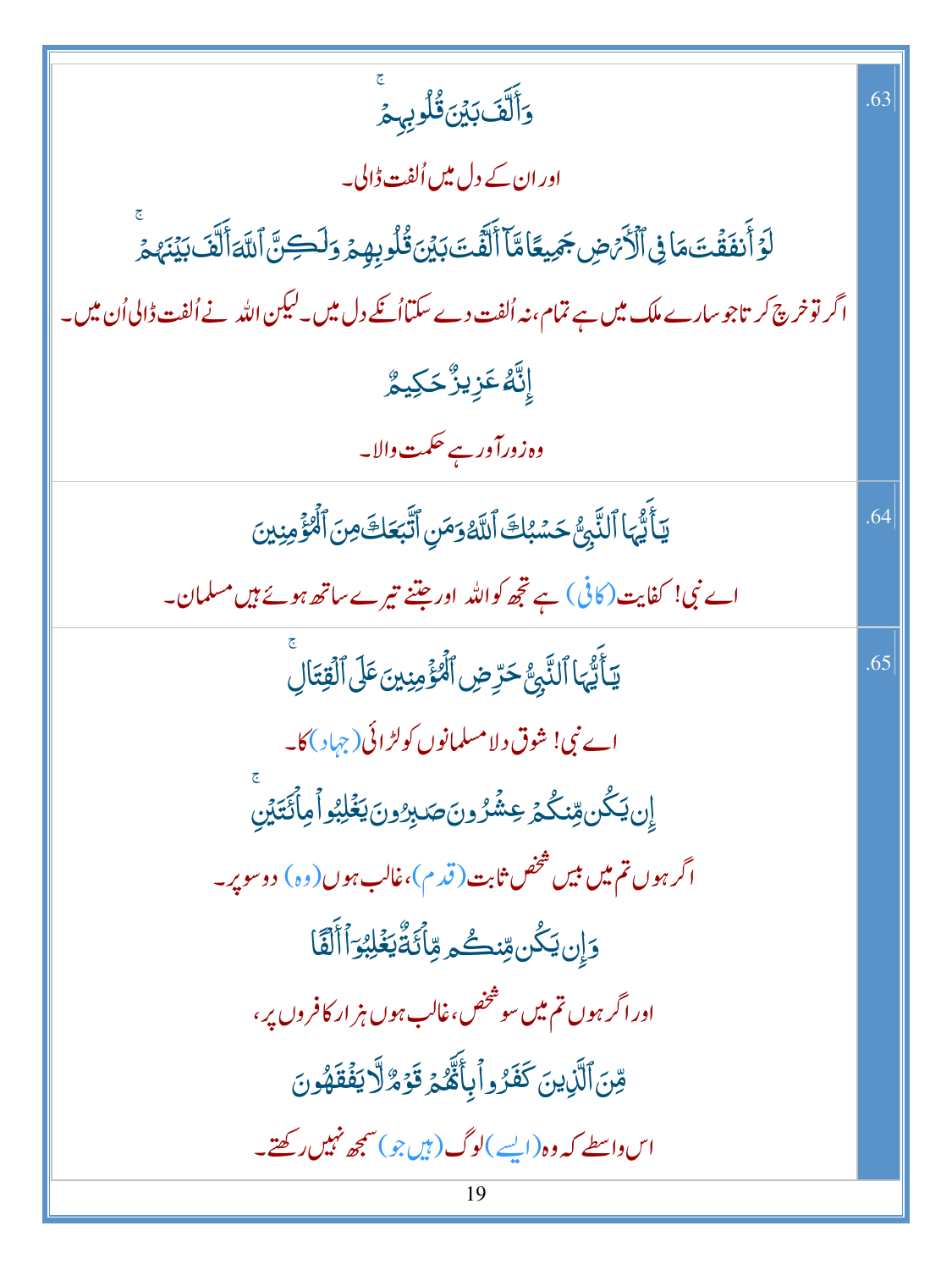| | |
|---|---|
| وَأَلَّفَ بَيْنَ قُلُوبِهِمْ ۚ<br>اور ان کے دل میں اُلفت ڈالی۔<br>لَوْ أَنفَقْتَ مَا فِي الْأَرْضِ جَمِيعًا مَّا أَلَّفْتَ بَيْنَ قُلُوبِهِمْ وَلَٰكِنَّ اللَّهَ أَلَّفَ بَيْنَهُمْ ۚ<br>اگر تو خرچ کرتا جو سارے ملک میں ہے تمام، نہ اُلفت دے سکتا اُنکے دل میں۔ لیکن اللہ نے اُلفت ڈالی اُن میں۔<br>إِنَّهُ عَزِيزٌ حَكِيمٌ<br>وہ زور آور ہے حکمت والا۔ | .63 |
| يَا أَيُّهَا النَّبِيُّ حَسْبُكَ اللَّهُ وَمَنِ اتَّبَعَكَ مِنَ الْمُؤْمِنِينَ<br>اے نبی! کفایت (کافی) ہے تجھ کو اللہ اور جتنے تیرے ساتھ ہوئے ہیں مسلمان۔ | .64 |
| يَا أَيُّهَا النَّبِيُّ حَرِّضِ الْمُؤْمِنِينَ عَلَى الْقِتَالِ ۚ<br>اے نبی! شوق دلا مسلمانوں کو لڑائی (جہاد) کا۔<br>إِن يَكُن مِّنكُمْ عِشْرُونَ صَابِرُونَ يَغْلِبُوا مِائَتَيْنِ ۚ<br>اگر ہوں تم میں بیس شخص ثابت (قدم)، غالب ہوں (وہ) دو سو پر۔<br>وَإِن يَكُن مِّنكُم مِّائَةٌ يَغْلِبُوا أَلْفًا<br>اور اگر ہوں تم میں سو شخص، غالب ہوں ہزار کافروں پر،<br>مِّنَ الَّذِينَ كَفَرُوا بِأَنَّهُمْ قَوْمٌ لَّا يَفْقَهُونَ<br>اس واسطے کہ وہ (ایسے) لوگ (ہیں جو) سمجھ نہیں رکھتے۔ | .65 |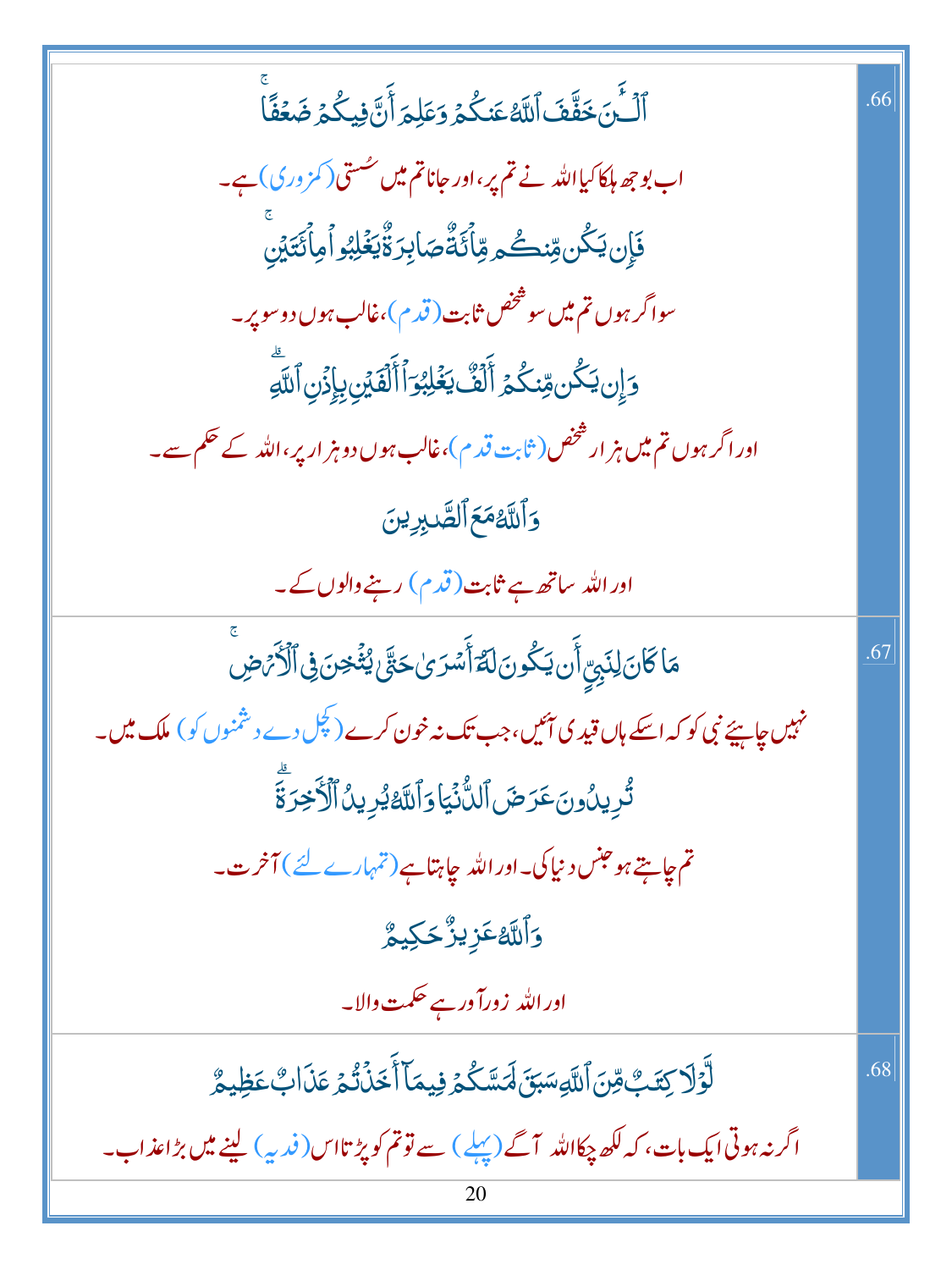| | |
|---|---|
| .66 | ٱلۡـَٔـٰنَ خَفَّفَ ٱللَّهُ عَنكُمۡ وَعَلِمَ أَنَّ فِيكُمۡ ضَعۡفًاۚ<br>اب بوجھ ہلکا کیا اللہ نے تم پر، اور جانا تم میں سُستی (کمزوری) ہے۔<br>فَإِن يَكُن مِّنكُم مِّاْئَةٞ صَابِرَةٞ يَغۡلِبُواْ مِاْئَتَيۡنِۚ<br>سو اگر ہوں تم میں سو شخص ثابت (قدم)، غالب ہوں دو سو پر۔<br>وَإِن يَكُن مِّنكُمۡ أَلۡفٞ يَغۡلِبُوٓاْ أَلۡفَيۡنِ بِإِذۡنِ ٱللَّهِۗ<br>اور اگر ہوں تم میں ہزار شخص (ثابت قدم)، غالب ہوں دو ہزار پر، اللہ کے حکم سے۔<br>وَٱللَّهُ مَعَ ٱلصَّـٰبِرِينَ<br>اور اللہ ساتھ ہے ثابت (قدم) رہنے والوں کے۔ |
| .67 | مَا كَانَ لِنَبِيٍّ أَن يَكُونَ لَهُۥٓ أَسۡرَىٰ حَتَّىٰ يُثۡخِنَ فِي ٱلۡأَرۡضِۚ<br>نہیں چاہیئے نبی کو کہ اسکے ہاں قیدی آئیں، جب تک نہ خون کرے (کچل دے دشمنوں کو) ملک میں۔<br>تُرِيدُونَ عَرَضَ ٱلدُّنۡيَا وَٱللَّهُ يُرِيدُ ٱلۡأٓخِرَةَۗ<br>تم چاہتے ہو جنس دنیا کی۔ اور اللہ چاہتا ہے (تمہارے لئے) آخرت۔<br>وَٱللَّهُ عَزِيزٌ حَكِيمٞ<br>اور اللہ زورآور ہے حکمت والا۔ |
| .68 | لَّوۡلَا كِتَٰبٞ مِّنَ ٱللَّهِ سَبَقَ لَمَسَّكُمۡ فِيمَآ أَخَذۡتُمۡ عَذَابٌ عَظِيمٞ<br>اگر نہ ہوتی ایک بات، کہ لکھ چکا اللہ آگے (پہلے) سے تو تم کو پڑتا اس (فدیہ) لینے میں بڑا عذاب۔ |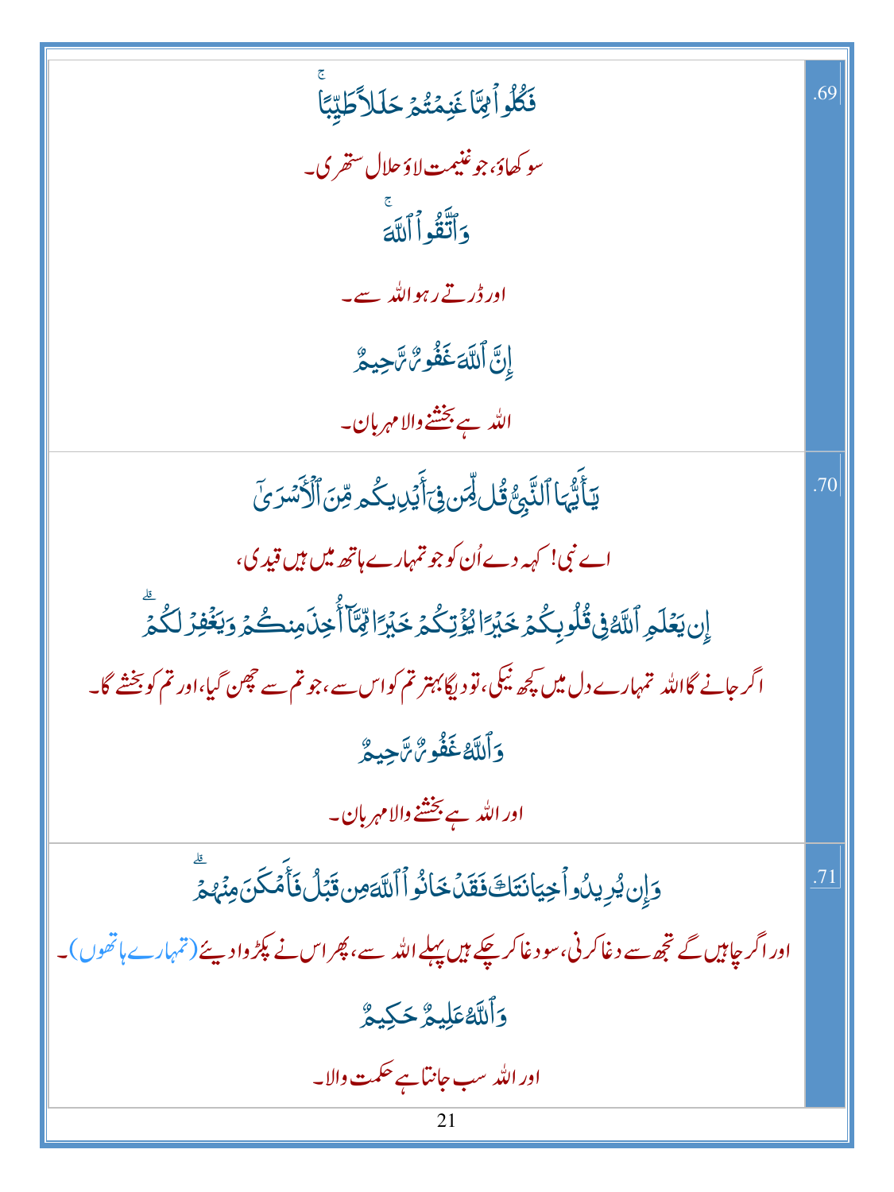| | |
|---|---|
| فَكُلُوا۟ مِمَّا غَنِمْتُمْ حَلَـٰلًا طَيِّبًا ۚ<br><br>سو کھاؤ، جو غنیمت لاؤ حلال ستھری۔<br><br>وَٱتَّقُوا۟ ٱللَّهَ ۚ<br><br>اور ڈرتے رہو اللہ سے۔<br><br>إِنَّ ٱللَّهَ غَفُورٌ رَّحِيمٌ<br><br>اللہ ہے بخشنے والا مہربان۔ | .69 |
| يَـٰٓأَيُّهَا ٱلنَّبِىُّ قُل لِّمَن فِىٓ أَيْدِيكُم مِّنَ ٱلْأَسْرَىٰٓ<br><br>اے نبی! کہہ دے اُن کو جو تمہارے ہاتھ میں ہیں قیدی،<br><br>إِن يَعْلَمِ ٱللَّهُ فِى قُلُوبِكُمْ خَيْرًا يُؤْتِكُمْ خَيْرًا مِّمَّآ أُخِذَ مِنكُمْ وَيَغْفِرْ لَكُمْ ۗ<br><br>اگر جانے گا اللہ تمہارے دل میں کچھ نیکی، تو دیگا بہتر تم کو اس سے، جو تم سے چھن گیا، اور تم کو بخشے گا۔<br><br>وَٱللَّهُ غَفُورٌ رَّحِيمٌ<br><br>اور اللہ ہے بخشنے والا مہربان۔ | .70 |
| وَإِن يُرِيدُوا۟ خِيَانَتَكَ فَقَدْ خَانُوا۟ ٱللَّهَ مِن قَبْلُ فَأَمْكَنَ مِنْهُمْ ۗ<br><br>اور اگر چاہیں گے تجھ سے دغا کرنی، سو دغا کر چکے ہیں پہلے اللہ سے، پھر اس نے پکڑوا دیئے (تمہارے ہاتھوں)۔<br><br>وَٱللَّهُ عَلِيمٌ حَكِيمٌ<br><br>اور اللہ سب جانتا ہے حکمت والا۔ | .71 |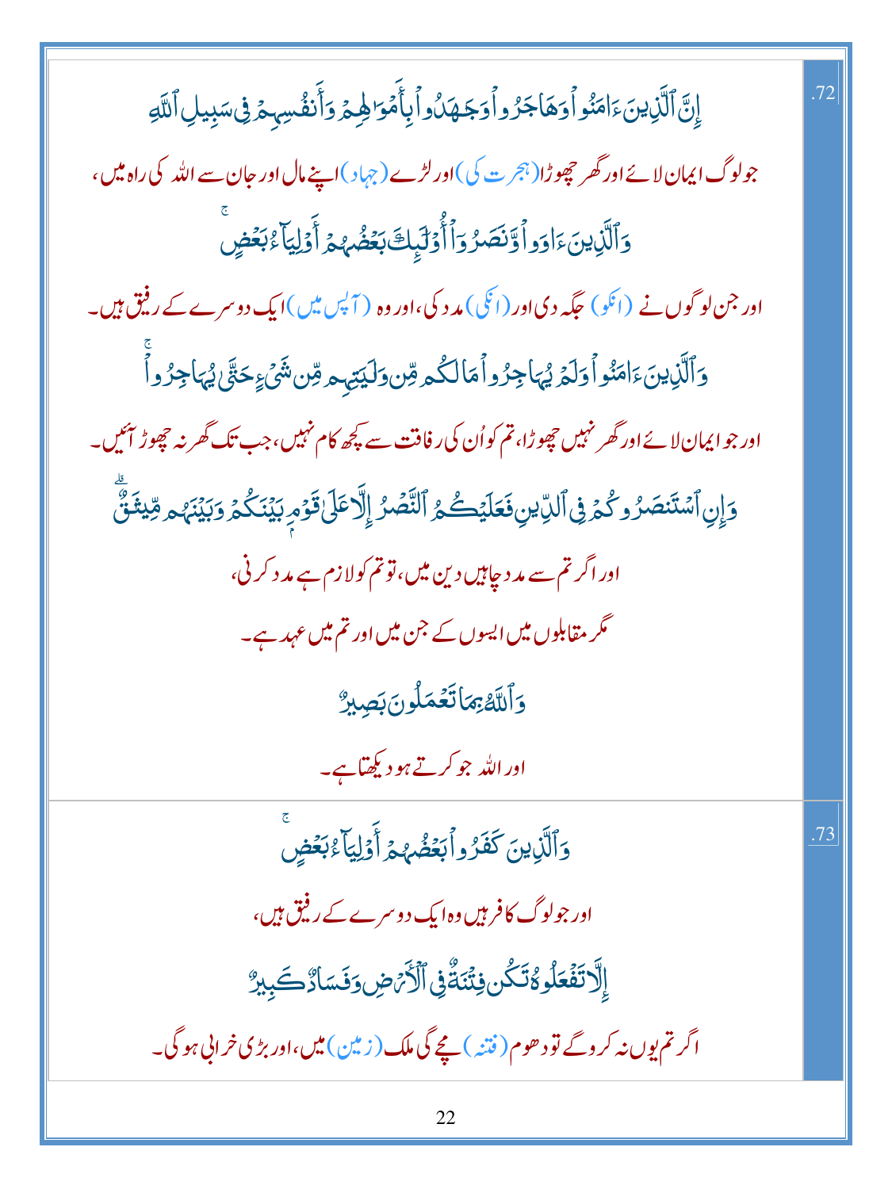.72

إِنَّ ٱلَّذِينَ ءَامَنُواْ وَهَاجَرُواْ وَجَٰهَدُواْ بِأَمْوَٰلِهِمْ وَأَنفُسِهِمْ فِى سَبِيلِ ٱللَّهِ

جو لوگ ایمان لائے اور گھر چھوڑا (ہجرت کی) اور لڑے (جہاد) اپنے مال اور جان سے اللہ کی راہ میں،

وَٱلَّذِينَ ءَاوَواْ وَّنَصَرُوٓاْ أُوْلَٰٓئِكَ بَعْضُهُمْ أَوْلِيَآءُ بَعْضٍ

اور جن لوگوں نے (انکو) جگہ دی اور (انکی) مدد کی، اور وہ (آپس میں) ایک دوسرے کے رفیق ہیں۔

وَٱلَّذِينَ ءَامَنُواْ وَلَمْ يُهَاجِرُواْ مَا لَكُم مِّن وَلَٰيَتِهِم مِّن شَىْءٍ حَتَّىٰ يُهَاجِرُواْ

اور جو ایمان لائے اور گھر نہیں چھوڑا، تم کو اُن کی رفاقت سے کچھ کام نہیں، جب تک گھر نہ چھوڑ آئیں۔

وَإِنِ ٱسْتَنصَرُوكُمْ فِى ٱلدِّينِ فَعَلَيْكُمُ ٱلنَّصْرُ إِلَّا عَلَىٰ قَوْمٍۭ بَيْنَكُمْ وَبَيْنَهُم مِّيثَٰقٌ

اور اگر تم سے مدد چاہیں دین میں، تو تم کو لازم ہے مدد کرنی،

مگر مقابلوں میں ایسوں کے جن میں اور تم میں عہد ہے۔

وَٱللَّهُ بِمَا تَعْمَلُونَ بَصِيرٌ

اور اللہ جو کرتے ہو دیکھتا ہے۔

.73

وَٱلَّذِينَ كَفَرُواْ بَعْضُهُمْ أَوْلِيَآءُ بَعْضٍ

اور جو لوگ کافر ہیں وہ ایک دوسرے کے رفیق ہیں،

إِلَّا تَفْعَلُوهُ تَكُن فِتْنَةٌ فِى ٱلْأَرْضِ وَفَسَادٌ كَبِيرٌ

اگر تم یوں نہ کروگے تو دھوم (فتنہ) مچے گی ملک (زمین) میں، اور بڑی خرابی ہوگی۔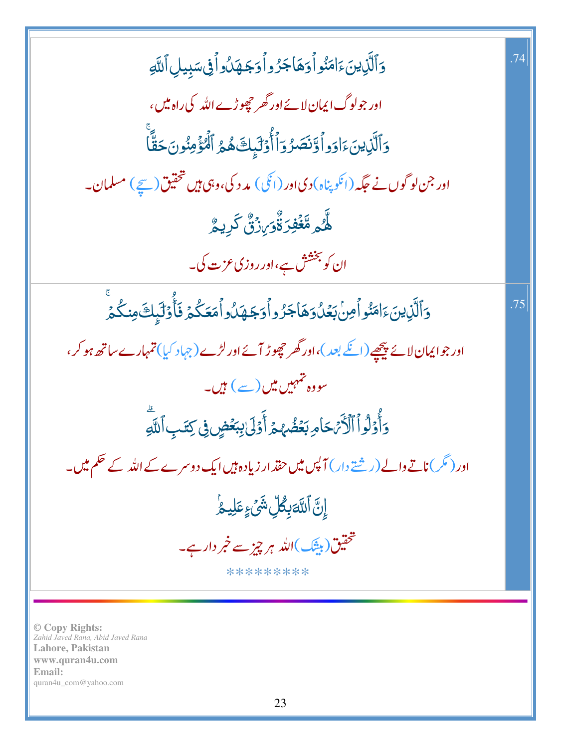| | |
|---|---|
| .74 | وَٱلَّذِينَ ءَامَنُواْ وَهَاجَرُواْ وَجَٰهَدُواْ فِى سَبِيلِ ٱللَّهِ<br>اور جو لوگ ایمان لائے اور گھر چھوڑے اللہ کی راہ میں،<br>وَٱلَّذِينَ ءَاوَواْ وَّنَصَرُوٓاْ أُوْلَٰٓئِكَ هُمُ ٱلْمُؤْمِنُونَ حَقًّا<br>اور جن لوگوں نے جگہ (انکو پناہ) دی اور (انکی) مدد کی، وہی ہیں تحقیق (سچے) مسلمان۔<br>لَّهُم مَّغْفِرَةٌ وَرِزْقٌ كَرِيمٌ<br>ان کو بخشش ہے، اور روزی عزت کی۔ |
| .75 | وَٱلَّذِينَ ءَامَنُواْ مِنۢ بَعْدُ وَهَاجَرُواْ وَجَٰهَدُواْ مَعَكُمْ فَأُوْلَٰٓئِكَ مِنكُمْ<br>اور جو ایمان لائے پیچھے (انکے بعد)، اور گھر چھوڑ آئے اور لڑے (جہاد کیا) تمہارے ساتھ ہو کر،<br>سو وہ تمہیں میں (سے) ہیں۔<br>وَأُوْلُواْ ٱلْأَرْحَامِ بَعْضُهُمْ أَوْلَىٰ بِبَعْضٍ فِى كِتَٰبِ ٱللَّهِ<br>اور (مگر) ناتے والے (رشتے دار) آپس میں حقدار زیادہ ہیں ایک دوسرے کے اللہ کے حکم میں۔<br>إِنَّ ٱللَّهَ بِكُلِّ شَىْءٍ عَلِيمٌۢ<br>تحقیق (بیشک) اللہ ہر چیز سے خبر دار ہے۔<br>********* |

© Copy Rights:
*Zahid Javed Rana, Abid Javed Rana*
**Lahore, Pakistan**
**www.quran4u.com**
**Email:**
quran4u_com@yahoo.com